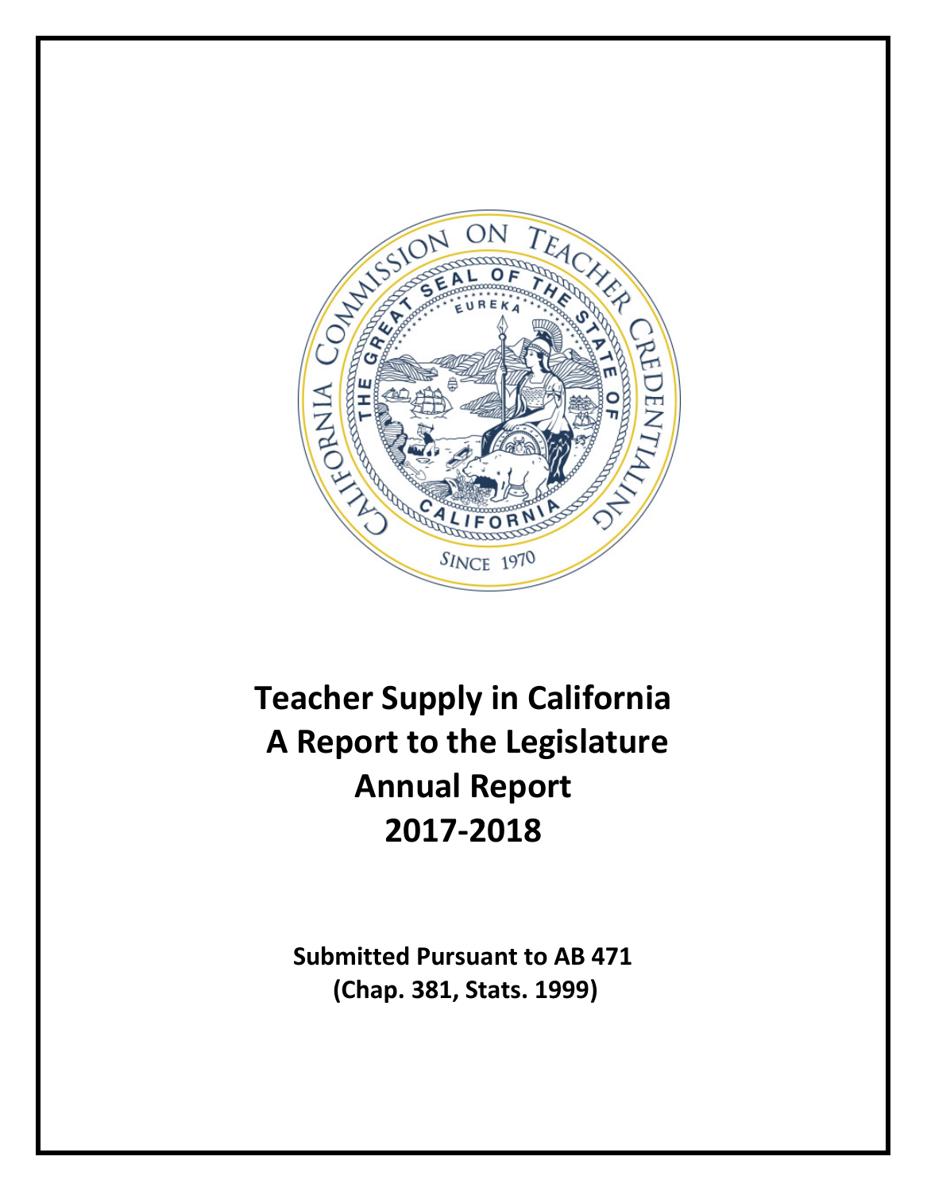# Teacher Supply in California A Report to the Legislature Annual Report 2017-2018

**Submitted Pursuant to AB 471 (Chap. 381, Stats. 1999)**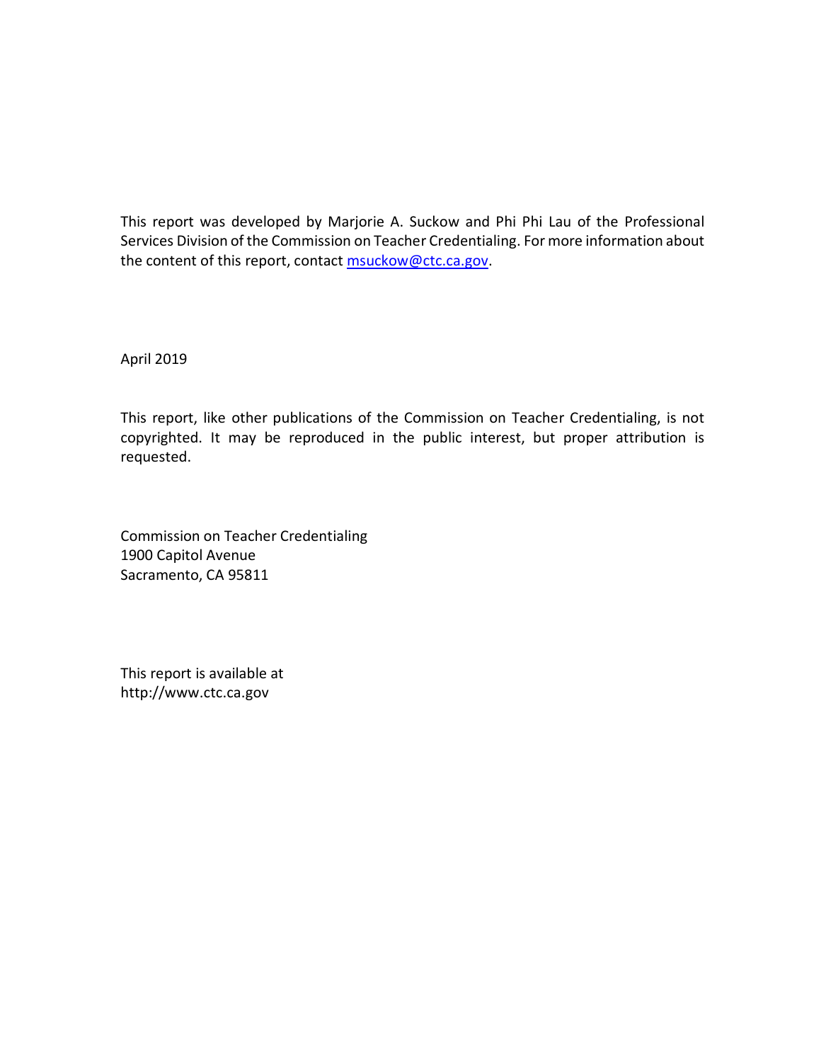This report was developed by Marjorie A. Suckow and Phi Phi Lau of the Professional Services Division of the Commission on Teacher Credentialing. For more information about the content of this report, contact msuckow@ctc.ca.gov.

April 2019

This report, like other publications of the Commission on Teacher Credentialing, is not copyrighted. It may be reproduced in the public interest, but proper attribution is requested.

Commission on Teacher Credentialing
1900 Capitol Avenue
Sacramento, CA 95811

This report is available at
http://www.ctc.ca.gov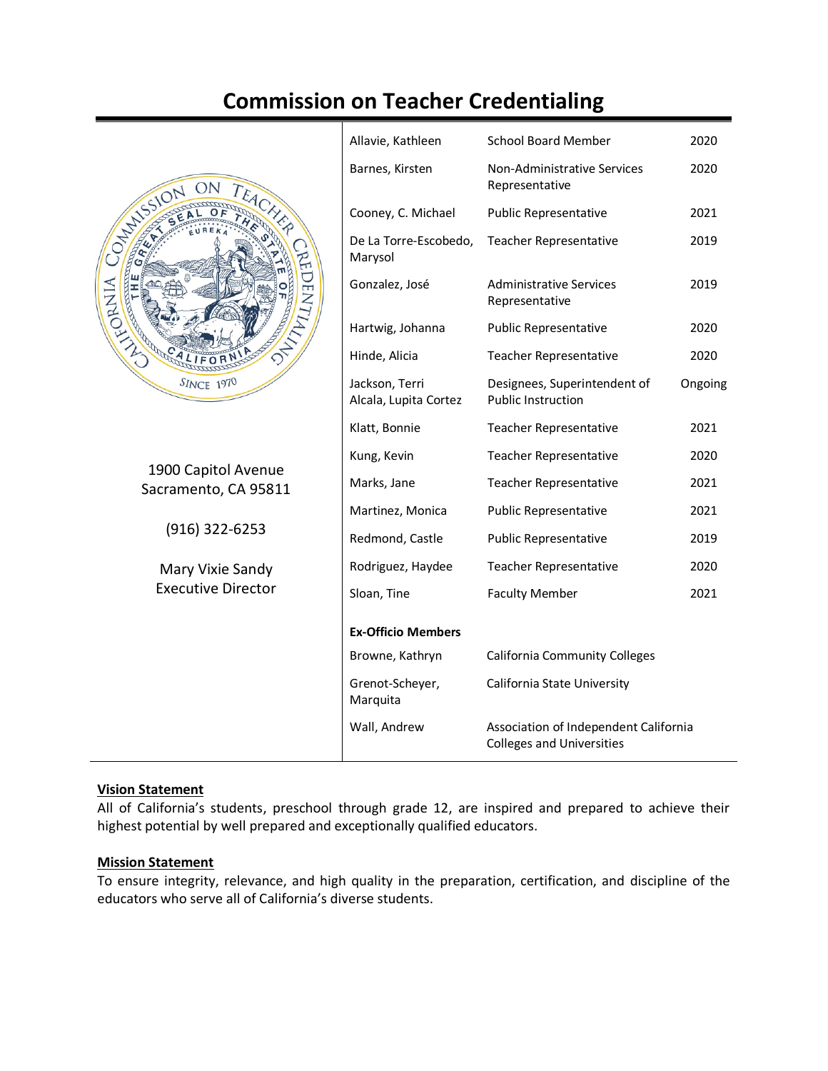# Commission on Teacher Credentialing

1900 Capitol Avenue
Sacramento, CA 95811

(916) 322-6253

Mary Vixie Sandy
Executive Director

| Name | Role | Term |
|---|---|---|
| Allavie, Kathleen | School Board Member | 2020 |
| Barnes, Kirsten | Non-Administrative Services Representative | 2020 |
| Cooney, C. Michael | Public Representative | 2021 |
| De La Torre-Escobedo, Marysol | Teacher Representative | 2019 |
| Gonzalez, José | Administrative Services Representative | 2019 |
| Hartwig, Johanna | Public Representative | 2020 |
| Hinde, Alicia | Teacher Representative | 2020 |
| Jackson, Terri<br>Alcala, Lupita Cortez | Designees, Superintendent of Public Instruction | Ongoing |
| Klatt, Bonnie | Teacher Representative | 2021 |
| Kung, Kevin | Teacher Representative | 2020 |
| Marks, Jane | Teacher Representative | 2021 |
| Martinez, Monica | Public Representative | 2021 |
| Redmond, Castle | Public Representative | 2019 |
| Rodriguez, Haydee | Teacher Representative | 2020 |
| Sloan, Tine | Faculty Member | 2021 |

**Ex-Officio Members**

| Name | Organization |
|---|---|
| Browne, Kathryn | California Community Colleges |
| Grenot-Scheyer, Marquita | California State University |
| Wall, Andrew | Association of Independent California Colleges and Universities |

**Vision Statement**

All of California's students, preschool through grade 12, are inspired and prepared to achieve their highest potential by well prepared and exceptionally qualified educators.

**Mission Statement**

To ensure integrity, relevance, and high quality in the preparation, certification, and discipline of the educators who serve all of California's diverse students.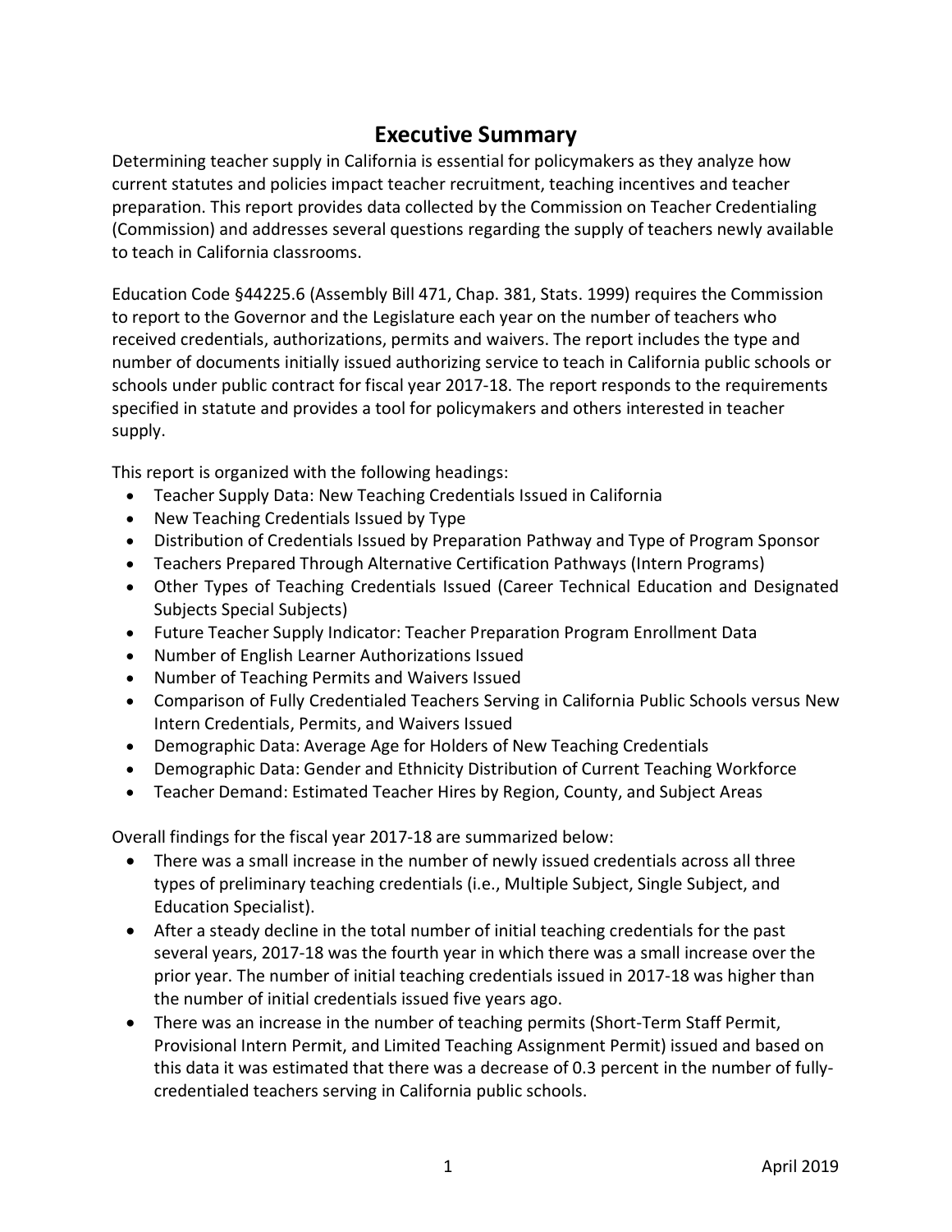# Executive Summary

Determining teacher supply in California is essential for policymakers as they analyze how current statutes and policies impact teacher recruitment, teaching incentives and teacher preparation. This report provides data collected by the Commission on Teacher Credentialing (Commission) and addresses several questions regarding the supply of teachers newly available to teach in California classrooms.

Education Code §44225.6 (Assembly Bill 471, Chap. 381, Stats. 1999) requires the Commission to report to the Governor and the Legislature each year on the number of teachers who received credentials, authorizations, permits and waivers. The report includes the type and number of documents initially issued authorizing service to teach in California public schools or schools under public contract for fiscal year 2017-18. The report responds to the requirements specified in statute and provides a tool for policymakers and others interested in teacher supply.

This report is organized with the following headings:

- Teacher Supply Data: New Teaching Credentials Issued in California
- New Teaching Credentials Issued by Type
- Distribution of Credentials Issued by Preparation Pathway and Type of Program Sponsor
- Teachers Prepared Through Alternative Certification Pathways (Intern Programs)
- Other Types of Teaching Credentials Issued (Career Technical Education and Designated Subjects Special Subjects)
- Future Teacher Supply Indicator: Teacher Preparation Program Enrollment Data
- Number of English Learner Authorizations Issued
- Number of Teaching Permits and Waivers Issued
- Comparison of Fully Credentialed Teachers Serving in California Public Schools versus New Intern Credentials, Permits, and Waivers Issued
- Demographic Data: Average Age for Holders of New Teaching Credentials
- Demographic Data: Gender and Ethnicity Distribution of Current Teaching Workforce
- Teacher Demand: Estimated Teacher Hires by Region, County, and Subject Areas

Overall findings for the fiscal year 2017-18 are summarized below:

- There was a small increase in the number of newly issued credentials across all three types of preliminary teaching credentials (i.e., Multiple Subject, Single Subject, and Education Specialist).
- After a steady decline in the total number of initial teaching credentials for the past several years, 2017-18 was the fourth year in which there was a small increase over the prior year. The number of initial teaching credentials issued in 2017-18 was higher than the number of initial credentials issued five years ago.
- There was an increase in the number of teaching permits (Short-Term Staff Permit, Provisional Intern Permit, and Limited Teaching Assignment Permit) issued and based on this data it was estimated that there was a decrease of 0.3 percent in the number of fully-credentialed teachers serving in California public schools.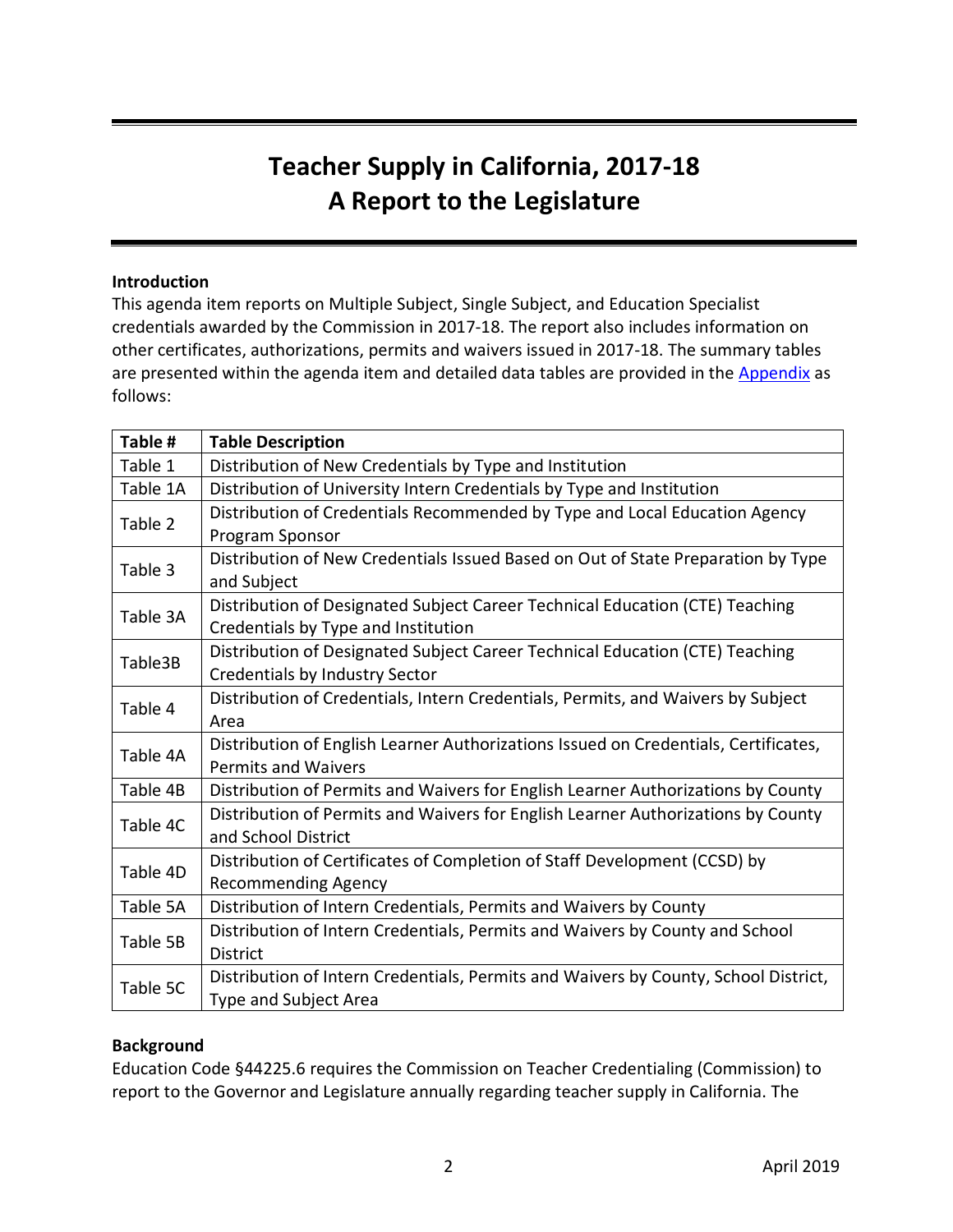# Teacher Supply in California, 2017-18
# A Report to the Legislature

**Introduction**
This agenda item reports on Multiple Subject, Single Subject, and Education Specialist credentials awarded by the Commission in 2017-18. The report also includes information on other certificates, authorizations, permits and waivers issued in 2017-18. The summary tables are presented within the agenda item and detailed data tables are provided in the [Appendix](#) as follows:

| Table # | Table Description |
|---|---|
| Table 1 | Distribution of New Credentials by Type and Institution |
| Table 1A | Distribution of University Intern Credentials by Type and Institution |
| Table 2 | Distribution of Credentials Recommended by Type and Local Education Agency Program Sponsor |
| Table 3 | Distribution of New Credentials Issued Based on Out of State Preparation by Type and Subject |
| Table 3A | Distribution of Designated Subject Career Technical Education (CTE) Teaching Credentials by Type and Institution |
| Table3B | Distribution of Designated Subject Career Technical Education (CTE) Teaching Credentials by Industry Sector |
| Table 4 | Distribution of Credentials, Intern Credentials, Permits, and Waivers by Subject Area |
| Table 4A | Distribution of English Learner Authorizations Issued on Credentials, Certificates, Permits and Waivers |
| Table 4B | Distribution of Permits and Waivers for English Learner Authorizations by County |
| Table 4C | Distribution of Permits and Waivers for English Learner Authorizations by County and School District |
| Table 4D | Distribution of Certificates of Completion of Staff Development (CCSD) by Recommending Agency |
| Table 5A | Distribution of Intern Credentials, Permits and Waivers by County |
| Table 5B | Distribution of Intern Credentials, Permits and Waivers by County and School District |
| Table 5C | Distribution of Intern Credentials, Permits and Waivers by County, School District, Type and Subject Area |

**Background**
Education Code §44225.6 requires the Commission on Teacher Credentialing (Commission) to report to the Governor and Legislature annually regarding teacher supply in California. The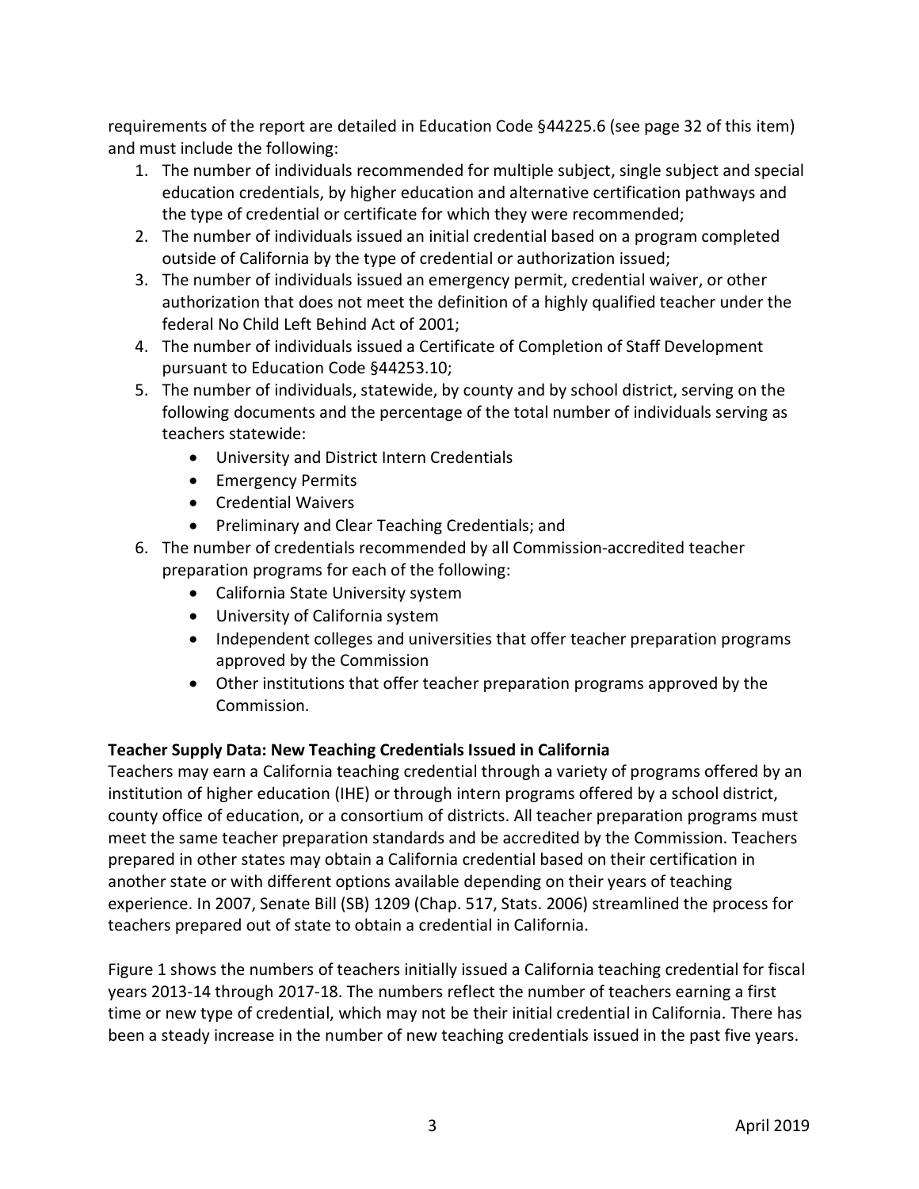requirements of the report are detailed in Education Code §44225.6 (see page 32 of this item) and must include the following:

1. The number of individuals recommended for multiple subject, single subject and special education credentials, by higher education and alternative certification pathways and the type of credential or certificate for which they were recommended;
2. The number of individuals issued an initial credential based on a program completed outside of California by the type of credential or authorization issued;
3. The number of individuals issued an emergency permit, credential waiver, or other authorization that does not meet the definition of a highly qualified teacher under the federal No Child Left Behind Act of 2001;
4. The number of individuals issued a Certificate of Completion of Staff Development pursuant to Education Code §44253.10;
5. The number of individuals, statewide, by county and by school district, serving on the following documents and the percentage of the total number of individuals serving as teachers statewide:
   - University and District Intern Credentials
   - Emergency Permits
   - Credential Waivers
   - Preliminary and Clear Teaching Credentials; and
6. The number of credentials recommended by all Commission-accredited teacher preparation programs for each of the following:
   - California State University system
   - University of California system
   - Independent colleges and universities that offer teacher preparation programs approved by the Commission
   - Other institutions that offer teacher preparation programs approved by the Commission.

**Teacher Supply Data: New Teaching Credentials Issued in California**

Teachers may earn a California teaching credential through a variety of programs offered by an institution of higher education (IHE) or through intern programs offered by a school district, county office of education, or a consortium of districts. All teacher preparation programs must meet the same teacher preparation standards and be accredited by the Commission. Teachers prepared in other states may obtain a California credential based on their certification in another state or with different options available depending on their years of teaching experience. In 2007, Senate Bill (SB) 1209 (Chap. 517, Stats. 2006) streamlined the process for teachers prepared out of state to obtain a credential in California.

Figure 1 shows the numbers of teachers initially issued a California teaching credential for fiscal years 2013-14 through 2017-18. The numbers reflect the number of teachers earning a first time or new type of credential, which may not be their initial credential in California. There has been a steady increase in the number of new teaching credentials issued in the past five years.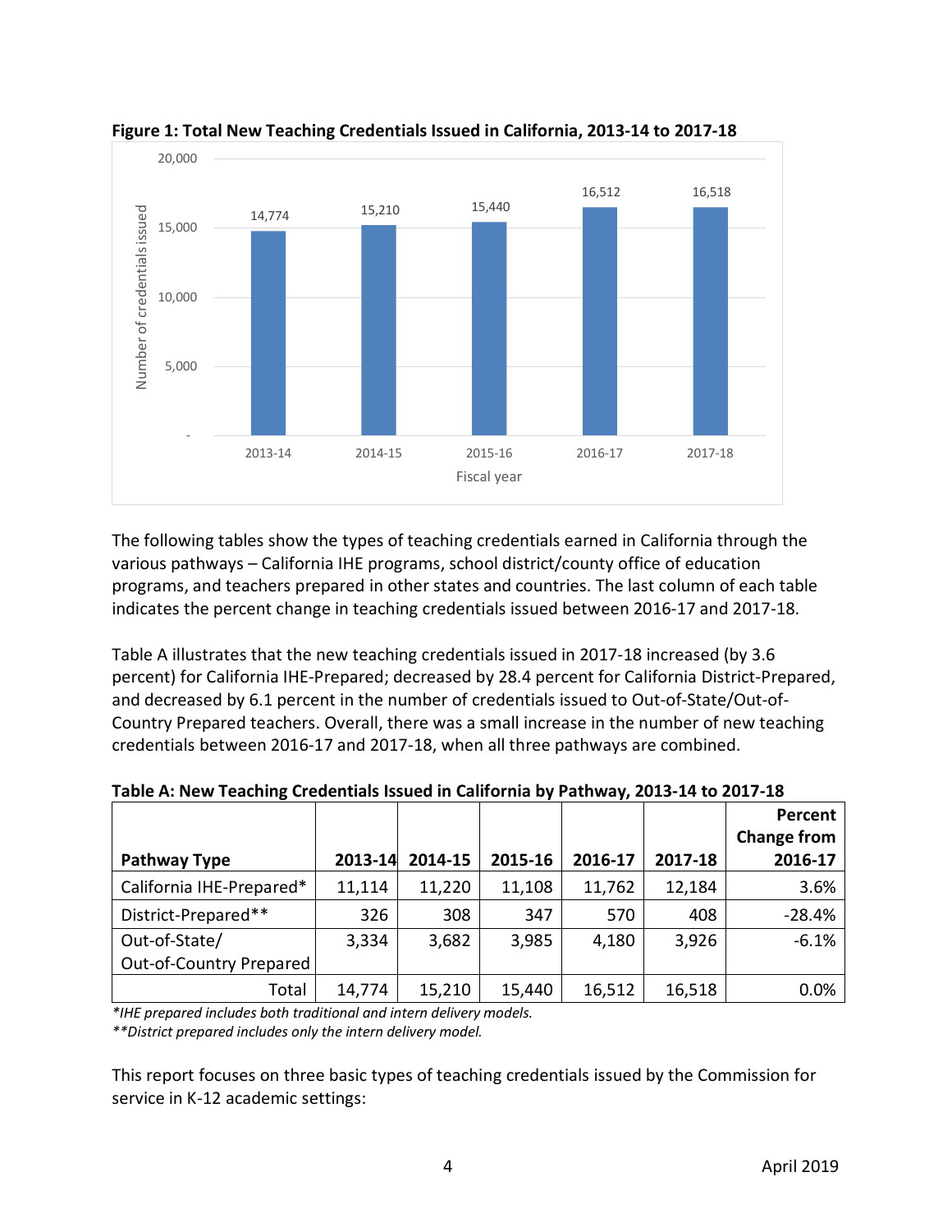**Figure 1: Total New Teaching Credentials Issued in California, 2013-14 to 2017-18**

| Fiscal year | Number of credentials issued |
|---|---|
| 2013-14 | 14,774 |
| 2014-15 | 15,210 |
| 2015-16 | 15,440 |
| 2016-17 | 16,512 |
| 2017-18 | 16,518 |

The following tables show the types of teaching credentials earned in California through the various pathways – California IHE programs, school district/county office of education programs, and teachers prepared in other states and countries. The last column of each table indicates the percent change in teaching credentials issued between 2016-17 and 2017-18.

Table A illustrates that the new teaching credentials issued in 2017-18 increased (by 3.6 percent) for California IHE-Prepared; decreased by 28.4 percent for California District-Prepared, and decreased by 6.1 percent in the number of credentials issued to Out-of-State/Out-of-Country Prepared teachers. Overall, there was a small increase in the number of new teaching credentials between 2016-17 and 2017-18, when all three pathways are combined.

**Table A: New Teaching Credentials Issued in California by Pathway, 2013-14 to 2017-18**

| Pathway Type | 2013-14 | 2014-15 | 2015-16 | 2016-17 | 2017-18 | Percent Change from 2016-17 |
|---|---|---|---|---|---|---|
| California IHE-Prepared* | 11,114 | 11,220 | 11,108 | 11,762 | 12,184 | 3.6% |
| District-Prepared** | 326 | 308 | 347 | 570 | 408 | -28.4% |
| Out-of-State/ Out-of-Country Prepared | 3,334 | 3,682 | 3,985 | 4,180 | 3,926 | -6.1% |
| Total | 14,774 | 15,210 | 15,440 | 16,512 | 16,518 | 0.0% |

*\*IHE prepared includes both traditional and intern delivery models.*

*\*\*District prepared includes only the intern delivery model.*

This report focuses on three basic types of teaching credentials issued by the Commission for service in K-12 academic settings: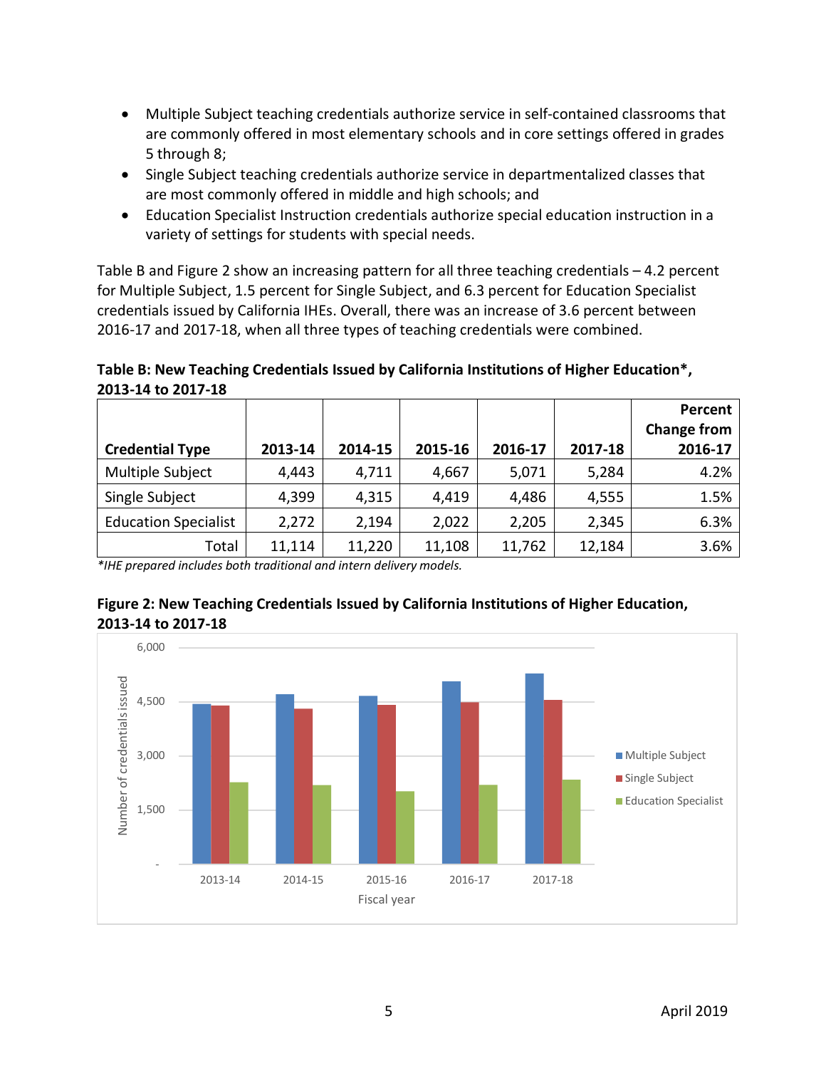- Multiple Subject teaching credentials authorize service in self-contained classrooms that are commonly offered in most elementary schools and in core settings offered in grades 5 through 8;
- Single Subject teaching credentials authorize service in departmentalized classes that are most commonly offered in middle and high schools; and
- Education Specialist Instruction credentials authorize special education instruction in a variety of settings for students with special needs.

Table B and Figure 2 show an increasing pattern for all three teaching credentials – 4.2 percent for Multiple Subject, 1.5 percent for Single Subject, and 6.3 percent for Education Specialist credentials issued by California IHEs. Overall, there was an increase of 3.6 percent between 2016-17 and 2017-18, when all three types of teaching credentials were combined.

**Table B: New Teaching Credentials Issued by California Institutions of Higher Education*, 2013-14 to 2017-18**

| Credential Type | 2013-14 | 2014-15 | 2015-16 | 2016-17 | 2017-18 | Percent Change from 2016-17 |
|---|---|---|---|---|---|---|
| Multiple Subject | 4,443 | 4,711 | 4,667 | 5,071 | 5,284 | 4.2% |
| Single Subject | 4,399 | 4,315 | 4,419 | 4,486 | 4,555 | 1.5% |
| Education Specialist | 2,272 | 2,194 | 2,022 | 2,205 | 2,345 | 6.3% |
| Total | 11,114 | 11,220 | 11,108 | 11,762 | 12,184 | 3.6% |

*\*IHE prepared includes both traditional and intern delivery models.*

**Figure 2: New Teaching Credentials Issued by California Institutions of Higher Education, 2013-14 to 2017-18**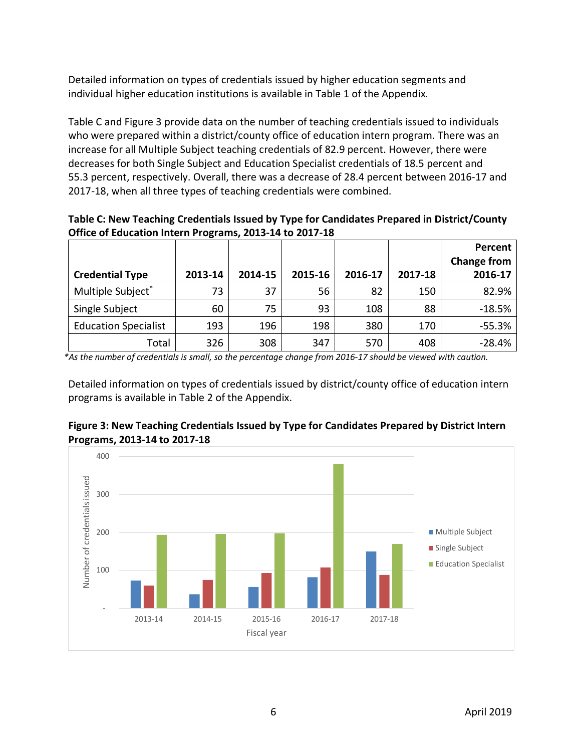Detailed information on types of credentials issued by higher education segments and individual higher education institutions is available in Table 1 of the Appendix.

Table C and Figure 3 provide data on the number of teaching credentials issued to individuals who were prepared within a district/county office of education intern program. There was an increase for all Multiple Subject teaching credentials of 82.9 percent. However, there were decreases for both Single Subject and Education Specialist credentials of 18.5 percent and 55.3 percent, respectively. Overall, there was a decrease of 28.4 percent between 2016-17 and 2017-18, when all three types of teaching credentials were combined.

**Table C: New Teaching Credentials Issued by Type for Candidates Prepared in District/County Office of Education Intern Programs, 2013-14 to 2017-18**

| Credential Type | 2013-14 | 2014-15 | 2015-16 | 2016-17 | 2017-18 | Percent Change from 2016-17 |
|---|---|---|---|---|---|---|
| Multiple Subject* | 73 | 37 | 56 | 82 | 150 | 82.9% |
| Single Subject | 60 | 75 | 93 | 108 | 88 | -18.5% |
| Education Specialist | 193 | 196 | 198 | 380 | 170 | -55.3% |
| Total | 326 | 308 | 347 | 570 | 408 | -28.4% |

*\*As the number of credentials is small, so the percentage change from 2016-17 should be viewed with caution.*

Detailed information on types of credentials issued by district/county office of education intern programs is available in Table 2 of the Appendix.

**Figure 3: New Teaching Credentials Issued by Type for Candidates Prepared by District Intern Programs, 2013-14 to 2017-18**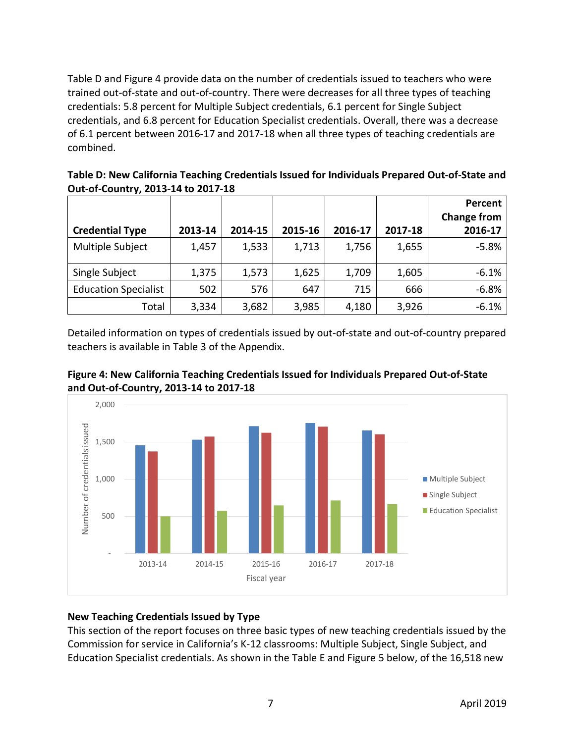Table D and Figure 4 provide data on the number of credentials issued to teachers who were trained out-of-state and out-of-country. There were decreases for all three types of teaching credentials: 5.8 percent for Multiple Subject credentials, 6.1 percent for Single Subject credentials, and 6.8 percent for Education Specialist credentials. Overall, there was a decrease of 6.1 percent between 2016-17 and 2017-18 when all three types of teaching credentials are combined.

**Table D: New California Teaching Credentials Issued for Individuals Prepared Out-of-State and Out-of-Country, 2013-14 to 2017-18**

| Credential Type | 2013-14 | 2014-15 | 2015-16 | 2016-17 | 2017-18 | Percent Change from 2016-17 |
|---|---|---|---|---|---|---|
| Multiple Subject | 1,457 | 1,533 | 1,713 | 1,756 | 1,655 | -5.8% |
| Single Subject | 1,375 | 1,573 | 1,625 | 1,709 | 1,605 | -6.1% |
| Education Specialist | 502 | 576 | 647 | 715 | 666 | -6.8% |
| Total | 3,334 | 3,682 | 3,985 | 4,180 | 3,926 | -6.1% |

Detailed information on types of credentials issued by out-of-state and out-of-country prepared teachers is available in Table 3 of the Appendix.

**Figure 4: New California Teaching Credentials Issued for Individuals Prepared Out-of-State and Out-of-Country, 2013-14 to 2017-18**

## New Teaching Credentials Issued by Type

This section of the report focuses on three basic types of new teaching credentials issued by the Commission for service in California's K-12 classrooms: Multiple Subject, Single Subject, and Education Specialist credentials. As shown in the Table E and Figure 5 below, of the 16,518 new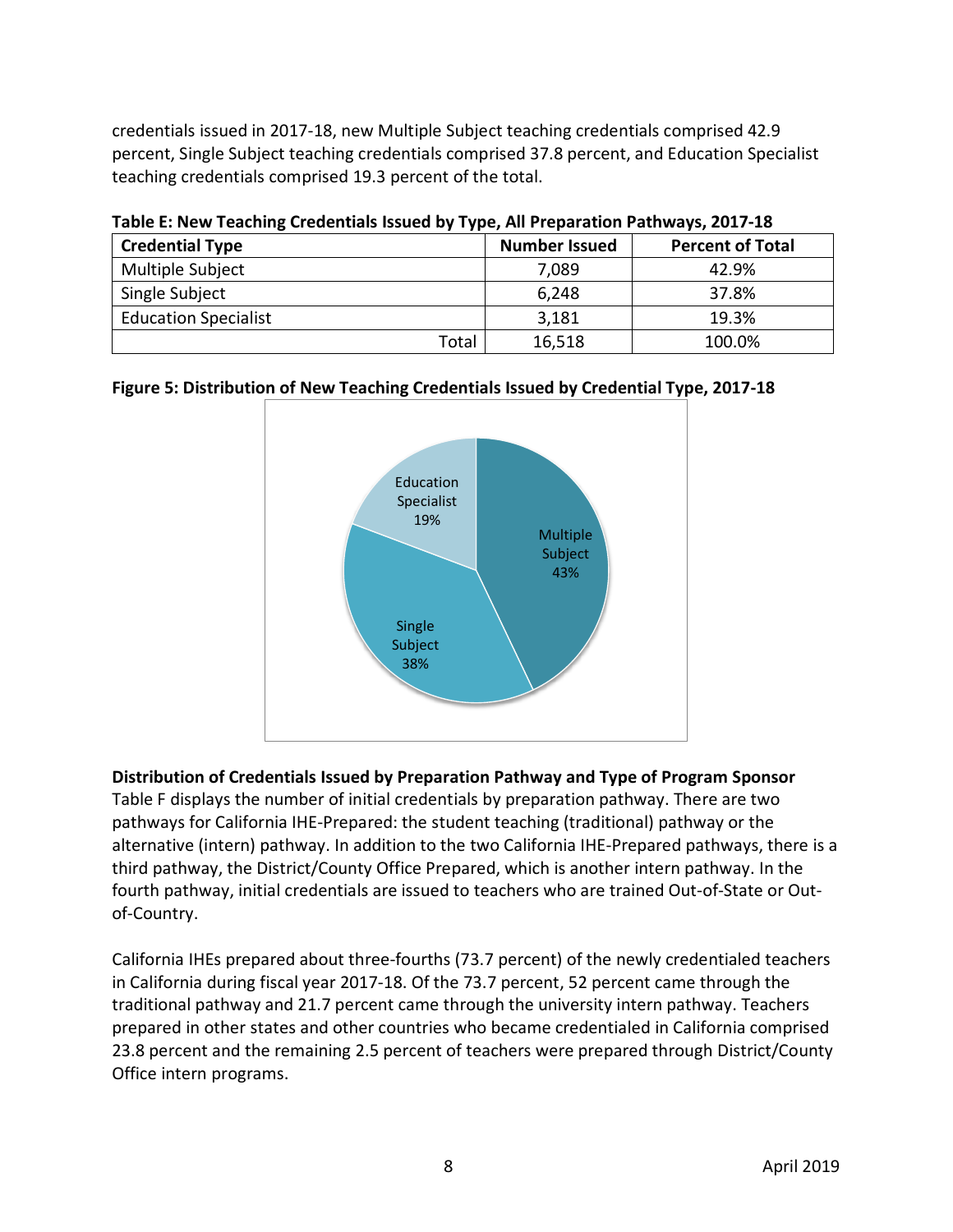credentials issued in 2017-18, new Multiple Subject teaching credentials comprised 42.9 percent, Single Subject teaching credentials comprised 37.8 percent, and Education Specialist teaching credentials comprised 19.3 percent of the total.

**Table E: New Teaching Credentials Issued by Type, All Preparation Pathways, 2017-18**

| Credential Type | Number Issued | Percent of Total |
|---|---|---|
| Multiple Subject | 7,089 | 42.9% |
| Single Subject | 6,248 | 37.8% |
| Education Specialist | 3,181 | 19.3% |
| Total | 16,518 | 100.0% |

**Figure 5: Distribution of New Teaching Credentials Issued by Credential Type, 2017-18**

Education Specialist 19%

Multiple Subject 43%

Single Subject 38%

**Distribution of Credentials Issued by Preparation Pathway and Type of Program Sponsor**

Table F displays the number of initial credentials by preparation pathway. There are two pathways for California IHE-Prepared: the student teaching (traditional) pathway or the alternative (intern) pathway. In addition to the two California IHE-Prepared pathways, there is a third pathway, the District/County Office Prepared, which is another intern pathway. In the fourth pathway, initial credentials are issued to teachers who are trained Out-of-State or Out-of-Country.

California IHEs prepared about three-fourths (73.7 percent) of the newly credentialed teachers in California during fiscal year 2017-18. Of the 73.7 percent, 52 percent came through the traditional pathway and 21.7 percent came through the university intern pathway. Teachers prepared in other states and other countries who became credentialed in California comprised 23.8 percent and the remaining 2.5 percent of teachers were prepared through District/County Office intern programs.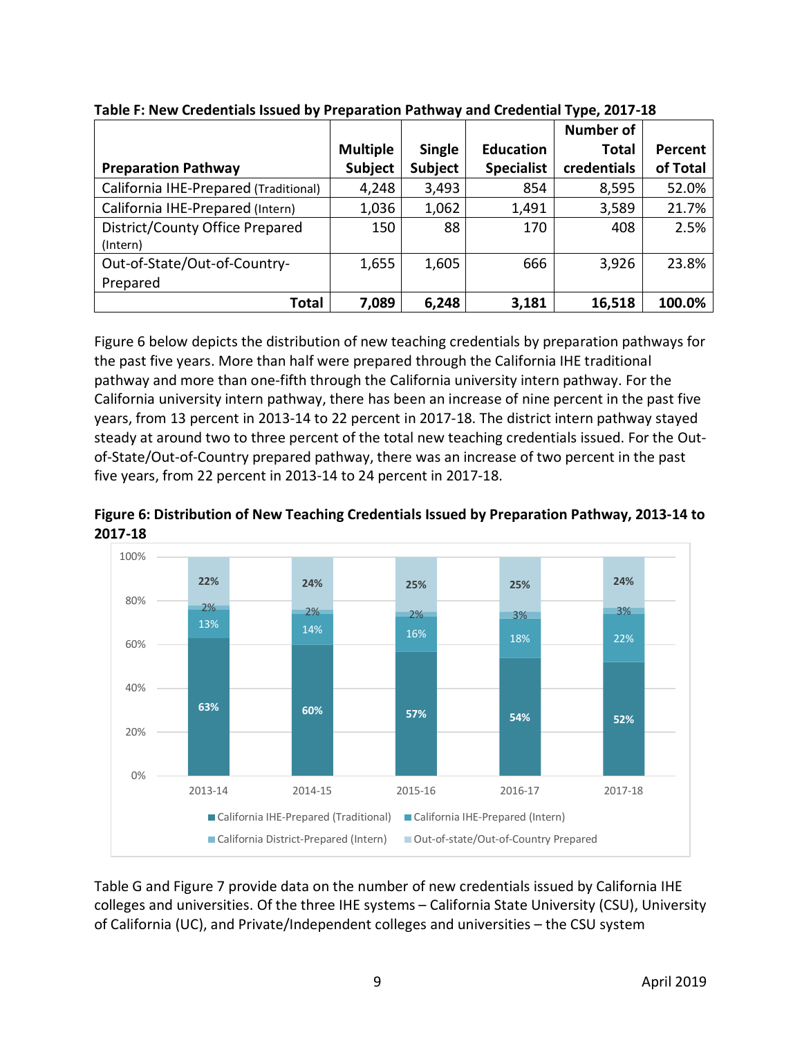**Table F: New Credentials Issued by Preparation Pathway and Credential Type, 2017-18**

| Preparation Pathway | Multiple Subject | Single Subject | Education Specialist | Number of Total credentials | Percent of Total |
|---|---|---|---|---|---|
| California IHE-Prepared (Traditional) | 4,248 | 3,493 | 854 | 8,595 | 52.0% |
| California IHE-Prepared (Intern) | 1,036 | 1,062 | 1,491 | 3,589 | 21.7% |
| District/County Office Prepared (Intern) | 150 | 88 | 170 | 408 | 2.5% |
| Out-of-State/Out-of-Country-Prepared | 1,655 | 1,605 | 666 | 3,926 | 23.8% |
| **Total** | **7,089** | **6,248** | **3,181** | **16,518** | **100.0%** |

Figure 6 below depicts the distribution of new teaching credentials by preparation pathways for the past five years. More than half were prepared through the California IHE traditional pathway and more than one-fifth through the California university intern pathway. For the California university intern pathway, there has been an increase of nine percent in the past five years, from 13 percent in 2013-14 to 22 percent in 2017-18. The district intern pathway stayed steady at around two to three percent of the total new teaching credentials issued. For the Out-of-State/Out-of-Country prepared pathway, there was an increase of two percent in the past five years, from 22 percent in 2013-14 to 24 percent in 2017-18.

**Figure 6: Distribution of New Teaching Credentials Issued by Preparation Pathway, 2013-14 to 2017-18**

| Year | California IHE-Prepared (Traditional) | California IHE-Prepared (Intern) | California District-Prepared (Intern) | Out-of-state/Out-of-Country Prepared |
|---|---|---|---|---|
| 2013-14 | 63% | 13% | 2% | 22% |
| 2014-15 | 60% | 14% | 2% | 24% |
| 2015-16 | 57% | 16% | 2% | 25% |
| 2016-17 | 54% | 18% | 3% | 25% |
| 2017-18 | 52% | 22% | 3% | 24% |

Table G and Figure 7 provide data on the number of new credentials issued by California IHE colleges and universities. Of the three IHE systems – California State University (CSU), University of California (UC), and Private/Independent colleges and universities – the CSU system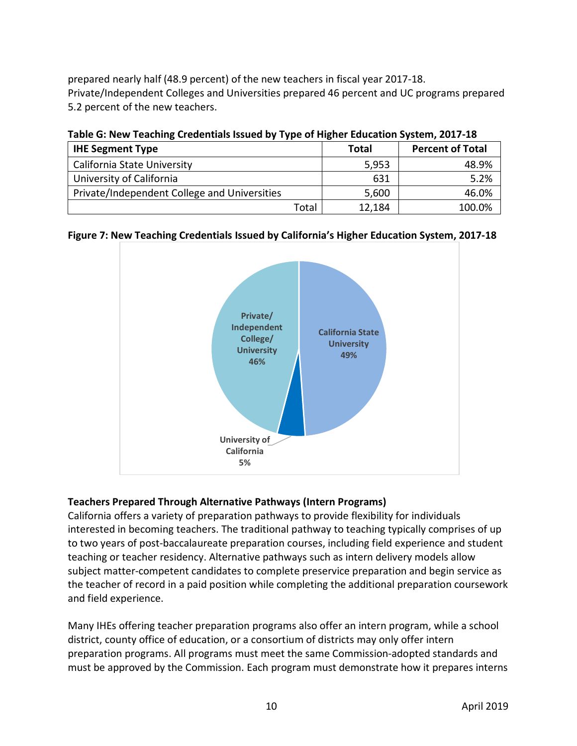prepared nearly half (48.9 percent) of the new teachers in fiscal year 2017-18. Private/Independent Colleges and Universities prepared 46 percent and UC programs prepared 5.2 percent of the new teachers.

**Table G: New Teaching Credentials Issued by Type of Higher Education System, 2017-18**

| IHE Segment Type | Total | Percent of Total |
|---|---|---|
| California State University | 5,953 | 48.9% |
| University of California | 631 | 5.2% |
| Private/Independent College and Universities | 5,600 | 46.0% |
| Total | 12,184 | 100.0% |

**Figure 7: New Teaching Credentials Issued by California's Higher Education System, 2017-18**

Private/ Independent College/ University 46%

California State University 49%

University of California 5%

**Teachers Prepared Through Alternative Pathways (Intern Programs)**

California offers a variety of preparation pathways to provide flexibility for individuals interested in becoming teachers. The traditional pathway to teaching typically comprises of up to two years of post-baccalaureate preparation courses, including field experience and student teaching or teacher residency. Alternative pathways such as intern delivery models allow subject matter-competent candidates to complete preservice preparation and begin service as the teacher of record in a paid position while completing the additional preparation coursework and field experience.

Many IHEs offering teacher preparation programs also offer an intern program, while a school district, county office of education, or a consortium of districts may only offer intern preparation programs. All programs must meet the same Commission-adopted standards and must be approved by the Commission. Each program must demonstrate how it prepares interns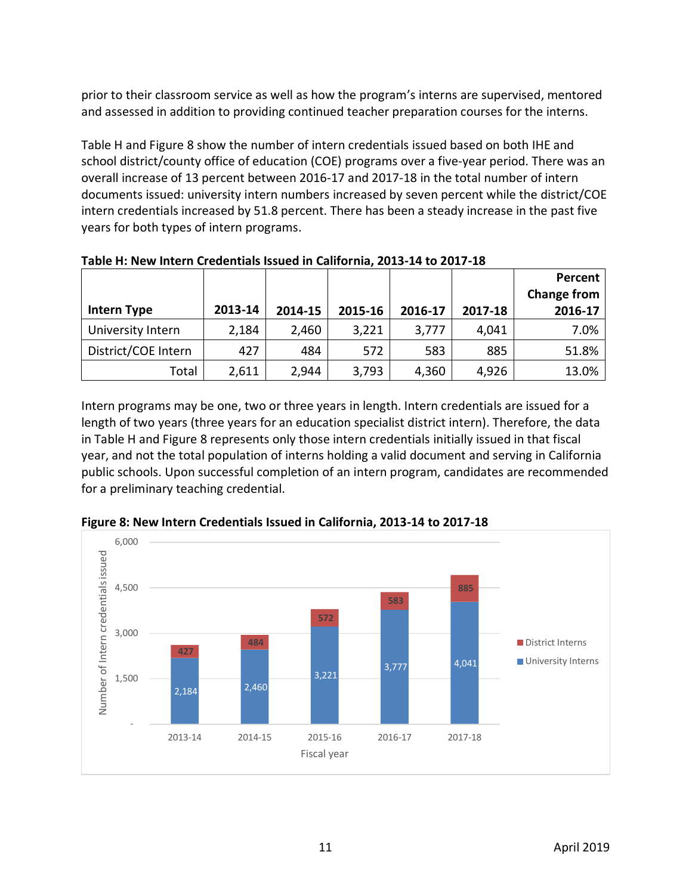prior to their classroom service as well as how the program's interns are supervised, mentored and assessed in addition to providing continued teacher preparation courses for the interns.

Table H and Figure 8 show the number of intern credentials issued based on both IHE and school district/county office of education (COE) programs over a five-year period. There was an overall increase of 13 percent between 2016-17 and 2017-18 in the total number of intern documents issued: university intern numbers increased by seven percent while the district/COE intern credentials increased by 51.8 percent. There has been a steady increase in the past five years for both types of intern programs.

**Table H: New Intern Credentials Issued in California, 2013-14 to 2017-18**

| Intern Type | 2013-14 | 2014-15 | 2015-16 | 2016-17 | 2017-18 | Percent Change from 2016-17 |
|---|---|---|---|---|---|---|
| University Intern | 2,184 | 2,460 | 3,221 | 3,777 | 4,041 | 7.0% |
| District/COE Intern | 427 | 484 | 572 | 583 | 885 | 51.8% |
| Total | 2,611 | 2,944 | 3,793 | 4,360 | 4,926 | 13.0% |

Intern programs may be one, two or three years in length. Intern credentials are issued for a length of two years (three years for an education specialist district intern). Therefore, the data in Table H and Figure 8 represents only those intern credentials initially issued in that fiscal year, and not the total population of interns holding a valid document and serving in California public schools. Upon successful completion of an intern program, candidates are recommended for a preliminary teaching credential.

**Figure 8: New Intern Credentials Issued in California, 2013-14 to 2017-18**

| Fiscal year | University Interns | District Interns |
|---|---|---|
| 2013-14 | 2,184 | 427 |
| 2014-15 | 2,460 | 484 |
| 2015-16 | 3,221 | 572 |
| 2016-17 | 3,777 | 583 |
| 2017-18 | 4,041 | 885 |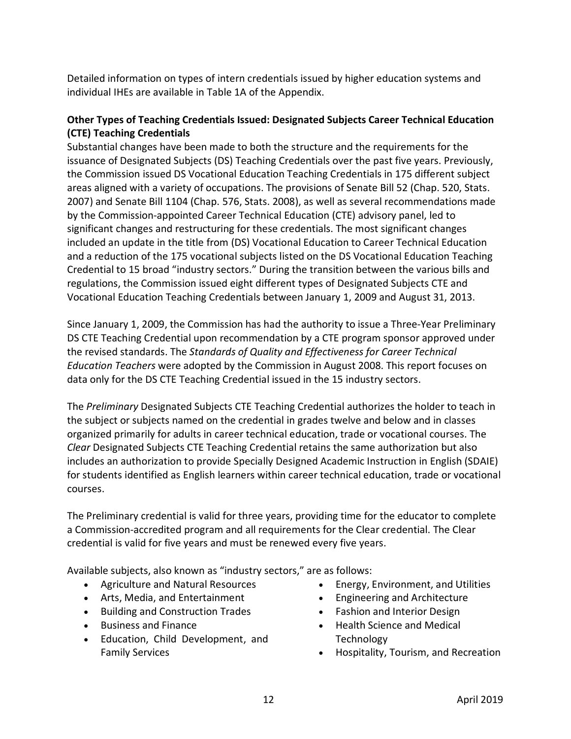Detailed information on types of intern credentials issued by higher education systems and individual IHEs are available in Table 1A of the Appendix.

**Other Types of Teaching Credentials Issued: Designated Subjects Career Technical Education (CTE) Teaching Credentials**

Substantial changes have been made to both the structure and the requirements for the issuance of Designated Subjects (DS) Teaching Credentials over the past five years. Previously, the Commission issued DS Vocational Education Teaching Credentials in 175 different subject areas aligned with a variety of occupations. The provisions of Senate Bill 52 (Chap. 520, Stats. 2007) and Senate Bill 1104 (Chap. 576, Stats. 2008), as well as several recommendations made by the Commission-appointed Career Technical Education (CTE) advisory panel, led to significant changes and restructuring for these credentials. The most significant changes included an update in the title from (DS) Vocational Education to Career Technical Education and a reduction of the 175 vocational subjects listed on the DS Vocational Education Teaching Credential to 15 broad "industry sectors." During the transition between the various bills and regulations, the Commission issued eight different types of Designated Subjects CTE and Vocational Education Teaching Credentials between January 1, 2009 and August 31, 2013.

Since January 1, 2009, the Commission has had the authority to issue a Three-Year Preliminary DS CTE Teaching Credential upon recommendation by a CTE program sponsor approved under the revised standards. The *Standards of Quality and Effectiveness for Career Technical Education Teachers* were adopted by the Commission in August 2008. This report focuses on data only for the DS CTE Teaching Credential issued in the 15 industry sectors.

The *Preliminary* Designated Subjects CTE Teaching Credential authorizes the holder to teach in the subject or subjects named on the credential in grades twelve and below and in classes organized primarily for adults in career technical education, trade or vocational courses. The *Clear* Designated Subjects CTE Teaching Credential retains the same authorization but also includes an authorization to provide Specially Designed Academic Instruction in English (SDAIE) for students identified as English learners within career technical education, trade or vocational courses.

The Preliminary credential is valid for three years, providing time for the educator to complete a Commission-accredited program and all requirements for the Clear credential. The Clear credential is valid for five years and must be renewed every five years.

Available subjects, also known as "industry sectors," are as follows:

- Agriculture and Natural Resources
- Arts, Media, and Entertainment
- Building and Construction Trades
- Business and Finance
- Education, Child Development, and Family Services
- Energy, Environment, and Utilities
- Engineering and Architecture
- Fashion and Interior Design
- Health Science and Medical Technology
- Hospitality, Tourism, and Recreation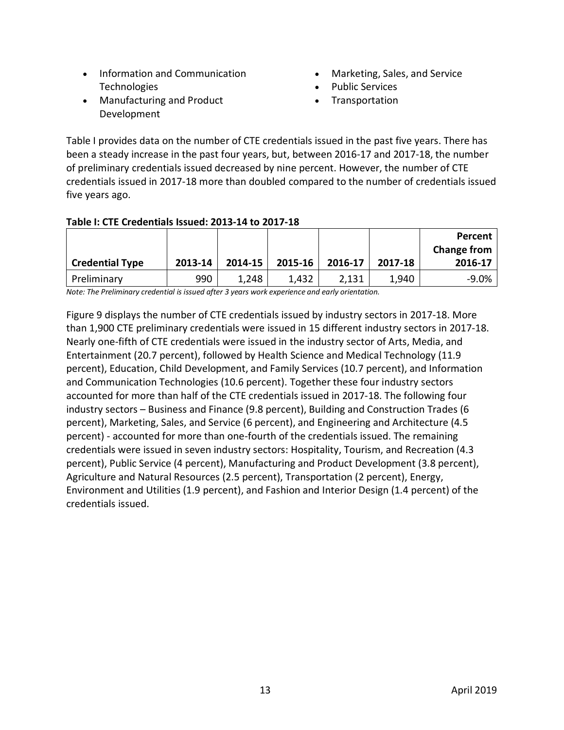- Information and Communication Technologies
- Manufacturing and Product Development
- Marketing, Sales, and Service
- Public Services
- Transportation

Table I provides data on the number of CTE credentials issued in the past five years. There has been a steady increase in the past four years, but, between 2016-17 and 2017-18, the number of preliminary credentials issued decreased by nine percent. However, the number of CTE credentials issued in 2017-18 more than doubled compared to the number of credentials issued five years ago.

**Table I: CTE Credentials Issued: 2013-14 to 2017-18**

| Credential Type | 2013-14 | 2014-15 | 2015-16 | 2016-17 | 2017-18 | Percent Change from 2016-17 |
|---|---|---|---|---|---|---|
| Preliminary | 990 | 1,248 | 1,432 | 2,131 | 1,940 | -9.0% |

*Note: The Preliminary credential is issued after 3 years work experience and early orientation.*

Figure 9 displays the number of CTE credentials issued by industry sectors in 2017-18. More than 1,900 CTE preliminary credentials were issued in 15 different industry sectors in 2017-18. Nearly one-fifth of CTE credentials were issued in the industry sector of Arts, Media, and Entertainment (20.7 percent), followed by Health Science and Medical Technology (11.9 percent), Education, Child Development, and Family Services (10.7 percent), and Information and Communication Technologies (10.6 percent). Together these four industry sectors accounted for more than half of the CTE credentials issued in 2017-18. The following four industry sectors – Business and Finance (9.8 percent), Building and Construction Trades (6 percent), Marketing, Sales, and Service (6 percent), and Engineering and Architecture (4.5 percent) - accounted for more than one-fourth of the credentials issued. The remaining credentials were issued in seven industry sectors: Hospitality, Tourism, and Recreation (4.3 percent), Public Service (4 percent), Manufacturing and Product Development (3.8 percent), Agriculture and Natural Resources (2.5 percent), Transportation (2 percent), Energy, Environment and Utilities (1.9 percent), and Fashion and Interior Design (1.4 percent) of the credentials issued.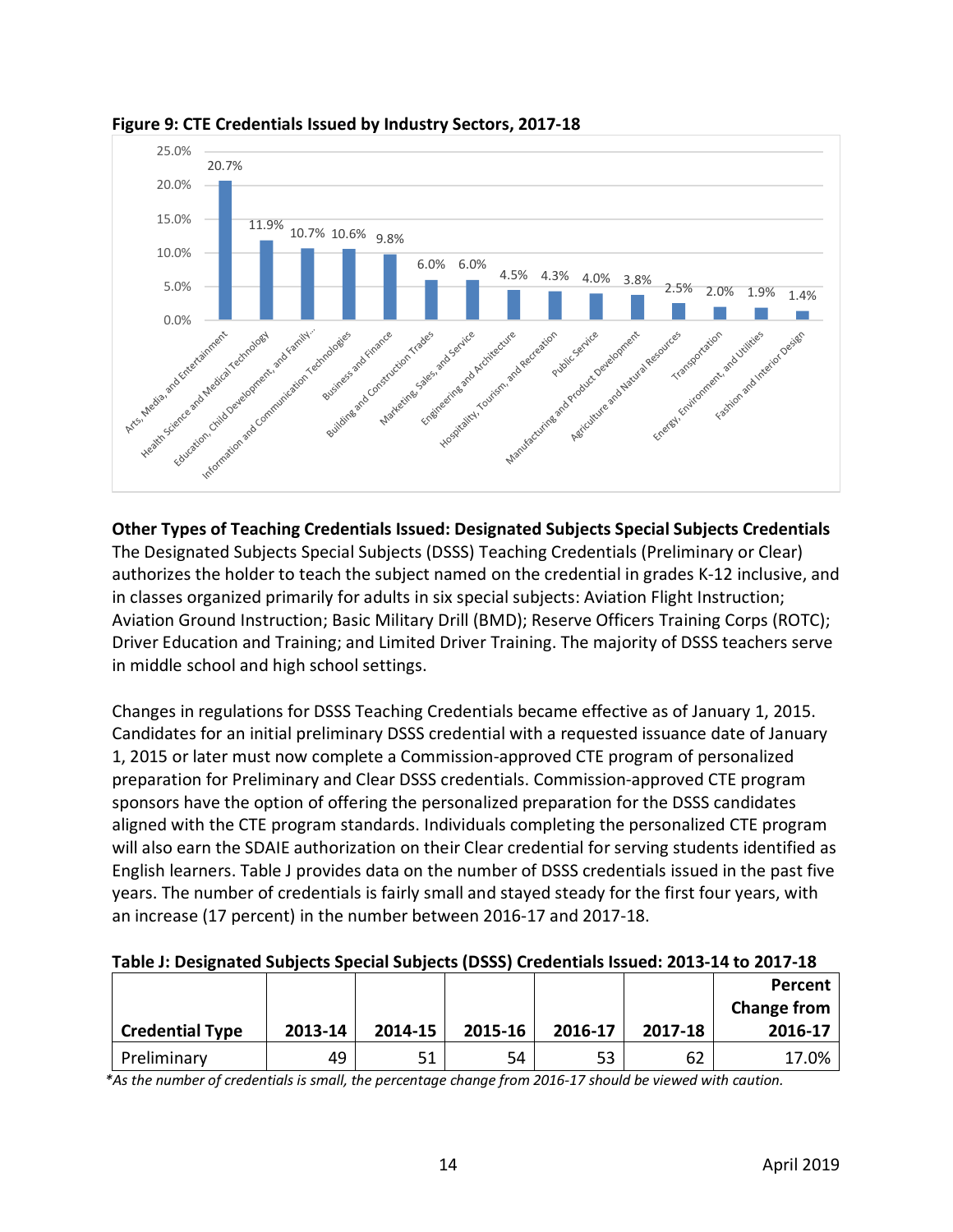**Figure 9: CTE Credentials Issued by Industry Sectors, 2017-18**

| Industry Sector | Percent |
|---|---|
| Arts, Media, and Entertainment | 20.7% |
| Health Science and Medical Technology | 11.9% |
| Education, Child Development, and Family... | 10.7% |
| Information and Communication Technologies | 10.6% |
| Business and Finance | 9.8% |
| Building and Construction Trades | 6.0% |
| Marketing, Sales, and Service | 6.0% |
| Engineering and Architecture | 4.5% |
| Hospitality, Tourism, and Recreation | 4.3% |
| Public Service | 4.0% |
| Manufacturing and Product Development | 3.8% |
| Agriculture and Natural Resources | 2.5% |
| Transportation | 2.0% |
| Energy, Environment, and Utilities | 1.9% |
| Fashion and Interior Design | 1.4% |

**Other Types of Teaching Credentials Issued: Designated Subjects Special Subjects Credentials**

The Designated Subjects Special Subjects (DSSS) Teaching Credentials (Preliminary or Clear) authorizes the holder to teach the subject named on the credential in grades K-12 inclusive, and in classes organized primarily for adults in six special subjects: Aviation Flight Instruction; Aviation Ground Instruction; Basic Military Drill (BMD); Reserve Officers Training Corps (ROTC); Driver Education and Training; and Limited Driver Training. The majority of DSSS teachers serve in middle school and high school settings.

Changes in regulations for DSSS Teaching Credentials became effective as of January 1, 2015. Candidates for an initial preliminary DSSS credential with a requested issuance date of January 1, 2015 or later must now complete a Commission-approved CTE program of personalized preparation for Preliminary and Clear DSSS credentials. Commission-approved CTE program sponsors have the option of offering the personalized preparation for the DSSS candidates aligned with the CTE program standards. Individuals completing the personalized CTE program will also earn the SDAIE authorization on their Clear credential for serving students identified as English learners. Table J provides data on the number of DSSS credentials issued in the past five years. The number of credentials is fairly small and stayed steady for the first four years, with an increase (17 percent) in the number between 2016-17 and 2017-18.

**Table J: Designated Subjects Special Subjects (DSSS) Credentials Issued: 2013-14 to 2017-18**

| Credential Type | 2013-14 | 2014-15 | 2015-16 | 2016-17 | 2017-18 | Percent Change from 2016-17 |
|---|---|---|---|---|---|---|
| Preliminary | 49 | 51 | 54 | 53 | 62 | 17.0% |

*\*As the number of credentials is small, the percentage change from 2016-17 should be viewed with caution.*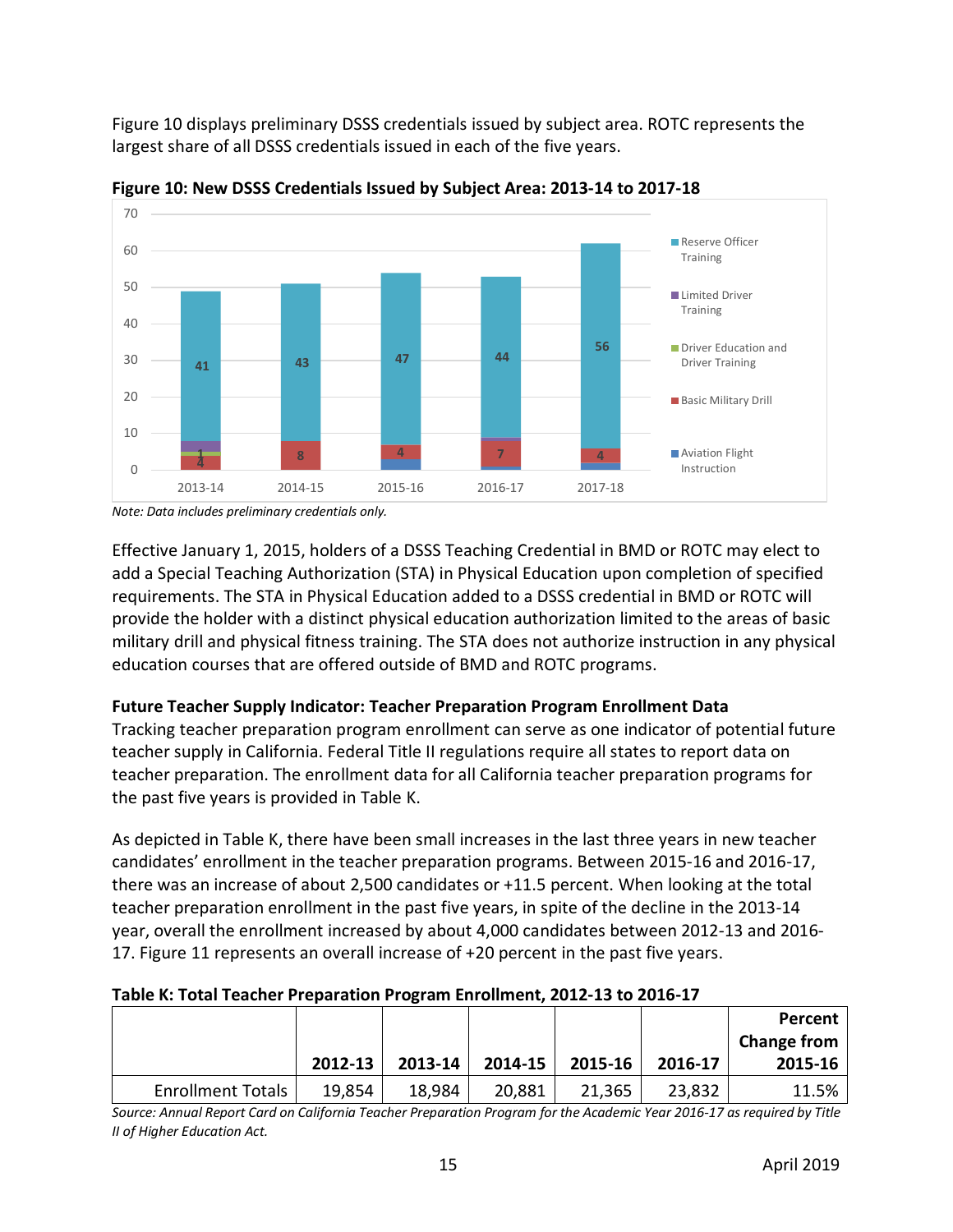Figure 10 displays preliminary DSSS credentials issued by subject area. ROTC represents the largest share of all DSSS credentials issued in each of the five years.

**Figure 10: New DSSS Credentials Issued by Subject Area: 2013-14 to 2017-18**

*Note: Data includes preliminary credentials only.*

Effective January 1, 2015, holders of a DSSS Teaching Credential in BMD or ROTC may elect to add a Special Teaching Authorization (STA) in Physical Education upon completion of specified requirements. The STA in Physical Education added to a DSSS credential in BMD or ROTC will provide the holder with a distinct physical education authorization limited to the areas of basic military drill and physical fitness training. The STA does not authorize instruction in any physical education courses that are offered outside of BMD and ROTC programs.

**Future Teacher Supply Indicator: Teacher Preparation Program Enrollment Data**

Tracking teacher preparation program enrollment can serve as one indicator of potential future teacher supply in California. Federal Title II regulations require all states to report data on teacher preparation. The enrollment data for all California teacher preparation programs for the past five years is provided in Table K.

As depicted in Table K, there have been small increases in the last three years in new teacher candidates' enrollment in the teacher preparation programs. Between 2015-16 and 2016-17, there was an increase of about 2,500 candidates or +11.5 percent. When looking at the total teacher preparation enrollment in the past five years, in spite of the decline in the 2013-14 year, overall the enrollment increased by about 4,000 candidates between 2012-13 and 2016-17. Figure 11 represents an overall increase of +20 percent in the past five years.

**Table K: Total Teacher Preparation Program Enrollment, 2012-13 to 2016-17**

| | 2012-13 | 2013-14 | 2014-15 | 2015-16 | 2016-17 | Percent Change from 2015-16 |
|---|---|---|---|---|---|---|
| Enrollment Totals | 19,854 | 18,984 | 20,881 | 21,365 | 23,832 | 11.5% |

*Source: Annual Report Card on California Teacher Preparation Program for the Academic Year 2016-17 as required by Title II of Higher Education Act.*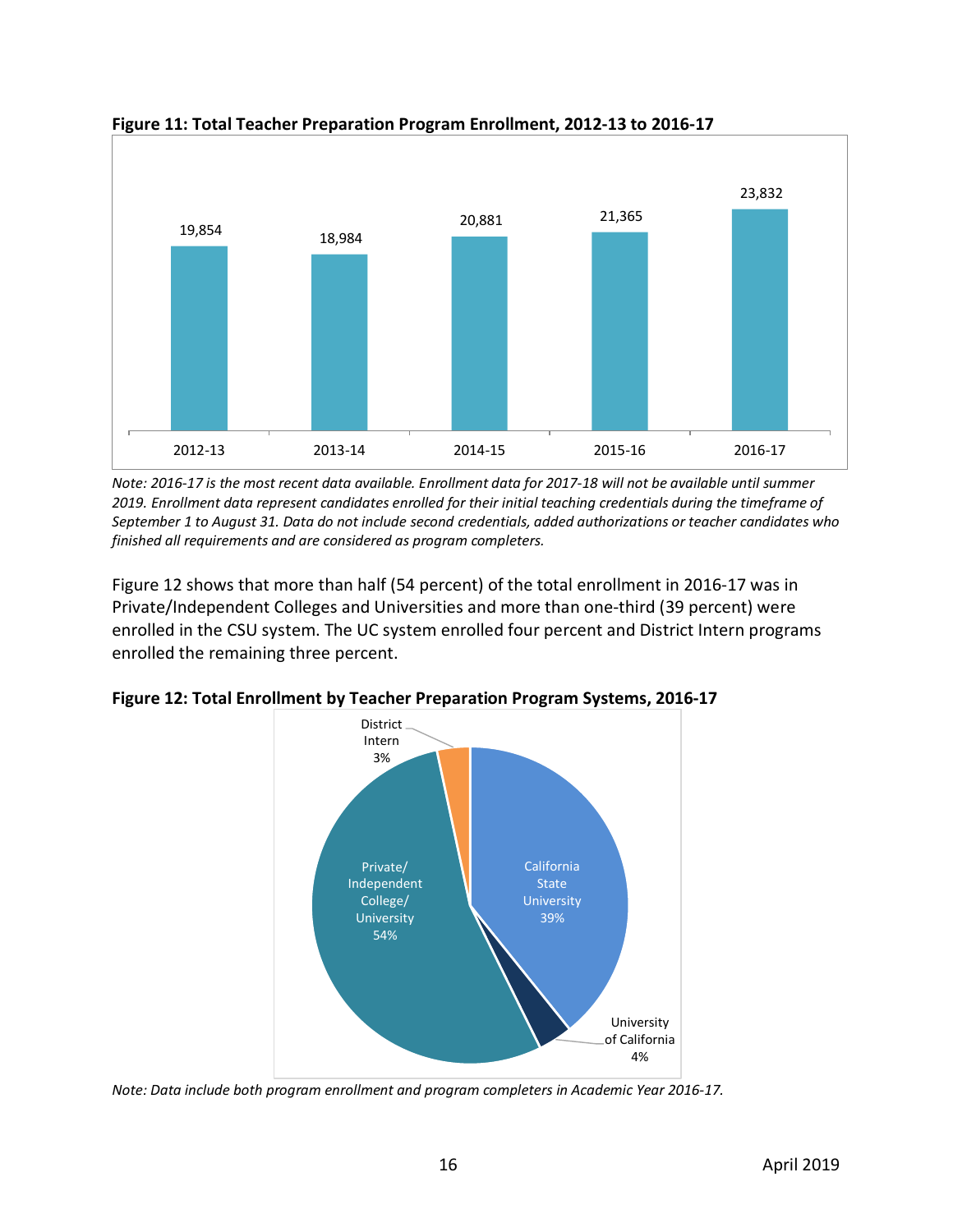**Figure 11: Total Teacher Preparation Program Enrollment, 2012-13 to 2016-17**

| Year | Enrollment |
|---|---|
| 2012-13 | 19,854 |
| 2013-14 | 18,984 |
| 2014-15 | 20,881 |
| 2015-16 | 21,365 |
| 2016-17 | 23,832 |

*Note: 2016-17 is the most recent data available. Enrollment data for 2017-18 will not be available until summer 2019. Enrollment data represent candidates enrolled for their initial teaching credentials during the timeframe of September 1 to August 31. Data do not include second credentials, added authorizations or teacher candidates who finished all requirements and are considered as program completers.*

Figure 12 shows that more than half (54 percent) of the total enrollment in 2016-17 was in Private/Independent Colleges and Universities and more than one-third (39 percent) were enrolled in the CSU system. The UC system enrolled four percent and District Intern programs enrolled the remaining three percent.

**Figure 12: Total Enrollment by Teacher Preparation Program Systems, 2016-17**

| System | Percent |
|---|---|
| California State University | 39% |
| University of California | 4% |
| Private/Independent College/University | 54% |
| District Intern | 3% |

*Note: Data include both program enrollment and program completers in Academic Year 2016-17.*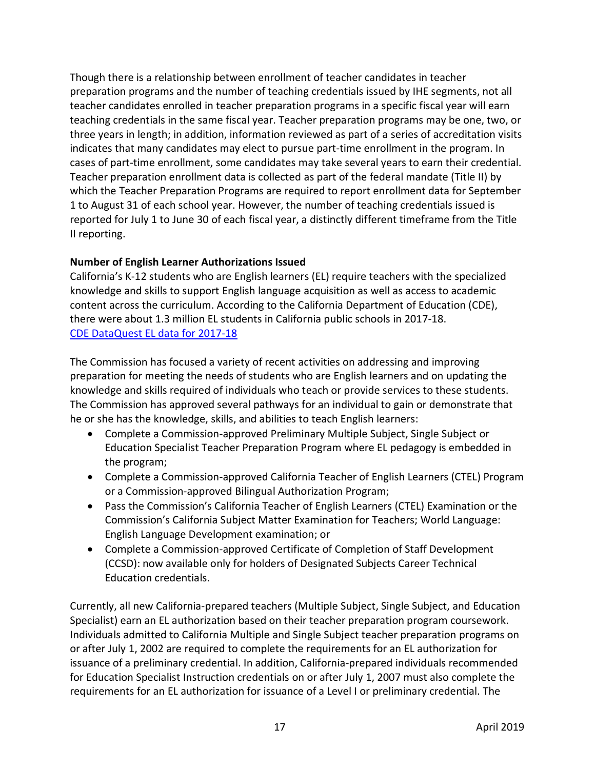Though there is a relationship between enrollment of teacher candidates in teacher preparation programs and the number of teaching credentials issued by IHE segments, not all teacher candidates enrolled in teacher preparation programs in a specific fiscal year will earn teaching credentials in the same fiscal year. Teacher preparation programs may be one, two, or three years in length; in addition, information reviewed as part of a series of accreditation visits indicates that many candidates may elect to pursue part-time enrollment in the program. In cases of part-time enrollment, some candidates may take several years to earn their credential. Teacher preparation enrollment data is collected as part of the federal mandate (Title II) by which the Teacher Preparation Programs are required to report enrollment data for September 1 to August 31 of each school year. However, the number of teaching credentials issued is reported for July 1 to June 30 of each fiscal year, a distinctly different timeframe from the Title II reporting.

**Number of English Learner Authorizations Issued**

California's K-12 students who are English learners (EL) require teachers with the specialized knowledge and skills to support English language acquisition as well as access to academic content across the curriculum. According to the California Department of Education (CDE), there were about 1.3 million EL students in California public schools in 2017-18.
CDE DataQuest EL data for 2017-18

The Commission has focused a variety of recent activities on addressing and improving preparation for meeting the needs of students who are English learners and on updating the knowledge and skills required of individuals who teach or provide services to these students. The Commission has approved several pathways for an individual to gain or demonstrate that he or she has the knowledge, skills, and abilities to teach English learners:

- Complete a Commission-approved Preliminary Multiple Subject, Single Subject or Education Specialist Teacher Preparation Program where EL pedagogy is embedded in the program;
- Complete a Commission-approved California Teacher of English Learners (CTEL) Program or a Commission-approved Bilingual Authorization Program;
- Pass the Commission's California Teacher of English Learners (CTEL) Examination or the Commission's California Subject Matter Examination for Teachers; World Language: English Language Development examination; or
- Complete a Commission-approved Certificate of Completion of Staff Development (CCSD): now available only for holders of Designated Subjects Career Technical Education credentials.

Currently, all new California-prepared teachers (Multiple Subject, Single Subject, and Education Specialist) earn an EL authorization based on their teacher preparation program coursework. Individuals admitted to California Multiple and Single Subject teacher preparation programs on or after July 1, 2002 are required to complete the requirements for an EL authorization for issuance of a preliminary credential. In addition, California-prepared individuals recommended for Education Specialist Instruction credentials on or after July 1, 2007 must also complete the requirements for an EL authorization for issuance of a Level I or preliminary credential. The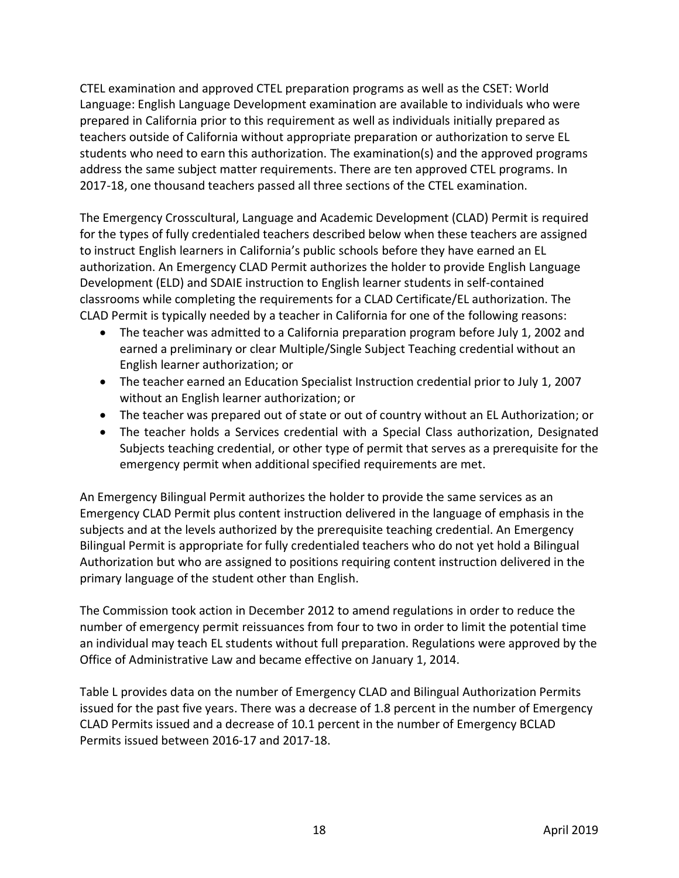CTEL examination and approved CTEL preparation programs as well as the CSET: World Language: English Language Development examination are available to individuals who were prepared in California prior to this requirement as well as individuals initially prepared as teachers outside of California without appropriate preparation or authorization to serve EL students who need to earn this authorization. The examination(s) and the approved programs address the same subject matter requirements. There are ten approved CTEL programs. In 2017-18, one thousand teachers passed all three sections of the CTEL examination.

The Emergency Crosscultural, Language and Academic Development (CLAD) Permit is required for the types of fully credentialed teachers described below when these teachers are assigned to instruct English learners in California's public schools before they have earned an EL authorization. An Emergency CLAD Permit authorizes the holder to provide English Language Development (ELD) and SDAIE instruction to English learner students in self-contained classrooms while completing the requirements for a CLAD Certificate/EL authorization. The CLAD Permit is typically needed by a teacher in California for one of the following reasons:

- The teacher was admitted to a California preparation program before July 1, 2002 and earned a preliminary or clear Multiple/Single Subject Teaching credential without an English learner authorization; or
- The teacher earned an Education Specialist Instruction credential prior to July 1, 2007 without an English learner authorization; or
- The teacher was prepared out of state or out of country without an EL Authorization; or
- The teacher holds a Services credential with a Special Class authorization, Designated Subjects teaching credential, or other type of permit that serves as a prerequisite for the emergency permit when additional specified requirements are met.

An Emergency Bilingual Permit authorizes the holder to provide the same services as an Emergency CLAD Permit plus content instruction delivered in the language of emphasis in the subjects and at the levels authorized by the prerequisite teaching credential. An Emergency Bilingual Permit is appropriate for fully credentialed teachers who do not yet hold a Bilingual Authorization but who are assigned to positions requiring content instruction delivered in the primary language of the student other than English.

The Commission took action in December 2012 to amend regulations in order to reduce the number of emergency permit reissuances from four to two in order to limit the potential time an individual may teach EL students without full preparation. Regulations were approved by the Office of Administrative Law and became effective on January 1, 2014.

Table L provides data on the number of Emergency CLAD and Bilingual Authorization Permits issued for the past five years. There was a decrease of 1.8 percent in the number of Emergency CLAD Permits issued and a decrease of 10.1 percent in the number of Emergency BCLAD Permits issued between 2016-17 and 2017-18.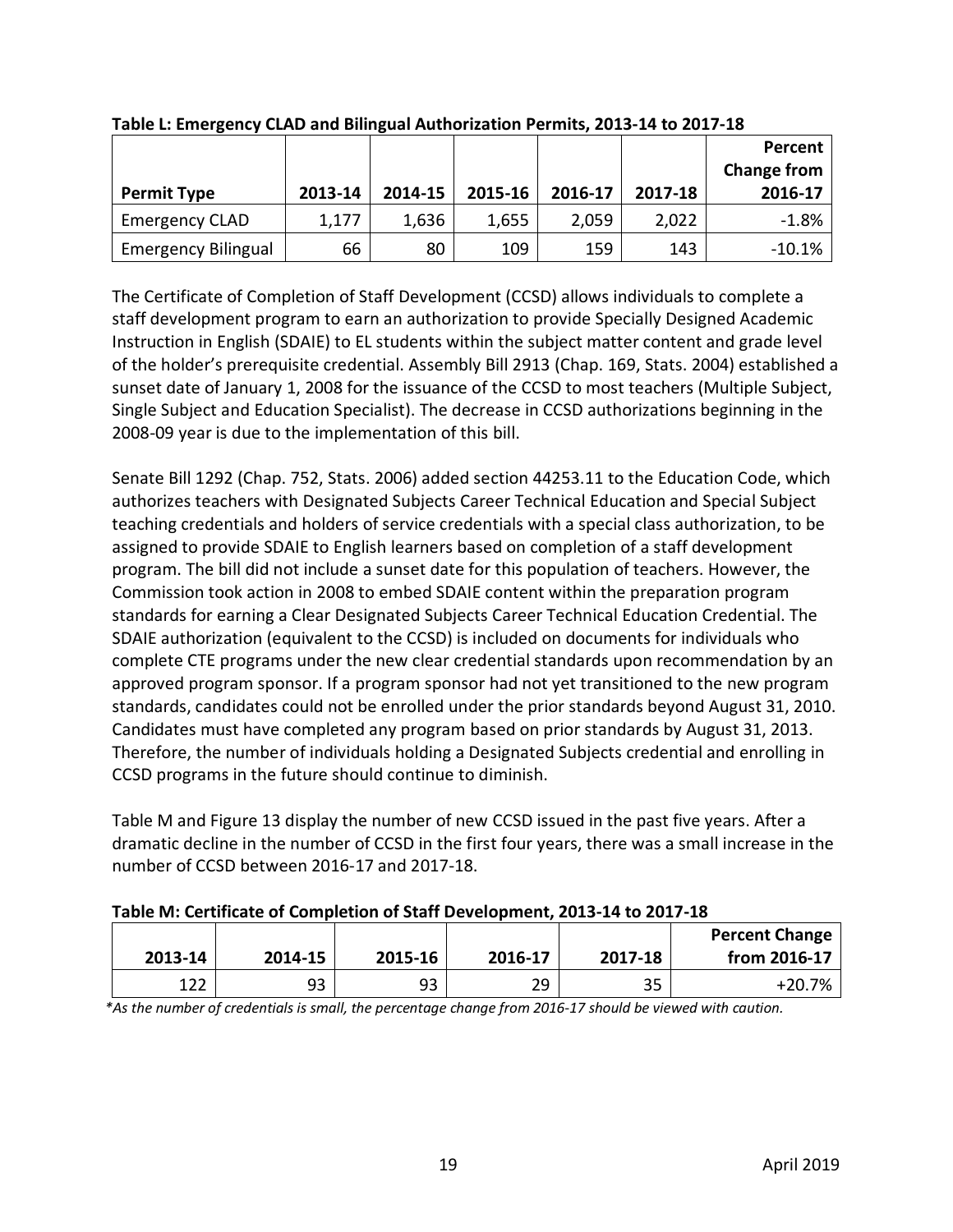**Table L: Emergency CLAD and Bilingual Authorization Permits, 2013-14 to 2017-18**

| Permit Type | 2013-14 | 2014-15 | 2015-16 | 2016-17 | 2017-18 | Percent Change from 2016-17 |
|---|---|---|---|---|---|---|
| Emergency CLAD | 1,177 | 1,636 | 1,655 | 2,059 | 2,022 | -1.8% |
| Emergency Bilingual | 66 | 80 | 109 | 159 | 143 | -10.1% |

The Certificate of Completion of Staff Development (CCSD) allows individuals to complete a staff development program to earn an authorization to provide Specially Designed Academic Instruction in English (SDAIE) to EL students within the subject matter content and grade level of the holder's prerequisite credential. Assembly Bill 2913 (Chap. 169, Stats. 2004) established a sunset date of January 1, 2008 for the issuance of the CCSD to most teachers (Multiple Subject, Single Subject and Education Specialist). The decrease in CCSD authorizations beginning in the 2008-09 year is due to the implementation of this bill.

Senate Bill 1292 (Chap. 752, Stats. 2006) added section 44253.11 to the Education Code, which authorizes teachers with Designated Subjects Career Technical Education and Special Subject teaching credentials and holders of service credentials with a special class authorization, to be assigned to provide SDAIE to English learners based on completion of a staff development program. The bill did not include a sunset date for this population of teachers. However, the Commission took action in 2008 to embed SDAIE content within the preparation program standards for earning a Clear Designated Subjects Career Technical Education Credential. The SDAIE authorization (equivalent to the CCSD) is included on documents for individuals who complete CTE programs under the new clear credential standards upon recommendation by an approved program sponsor. If a program sponsor had not yet transitioned to the new program standards, candidates could not be enrolled under the prior standards beyond August 31, 2010. Candidates must have completed any program based on prior standards by August 31, 2013. Therefore, the number of individuals holding a Designated Subjects credential and enrolling in CCSD programs in the future should continue to diminish.

Table M and Figure 13 display the number of new CCSD issued in the past five years. After a dramatic decline in the number of CCSD in the first four years, there was a small increase in the number of CCSD between 2016-17 and 2017-18.

**Table M: Certificate of Completion of Staff Development, 2013-14 to 2017-18**

| 2013-14 | 2014-15 | 2015-16 | 2016-17 | 2017-18 | Percent Change from 2016-17 |
|---|---|---|---|---|---|
| 122 | 93 | 93 | 29 | 35 | +20.7% |

*\*As the number of credentials is small, the percentage change from 2016-17 should be viewed with caution.*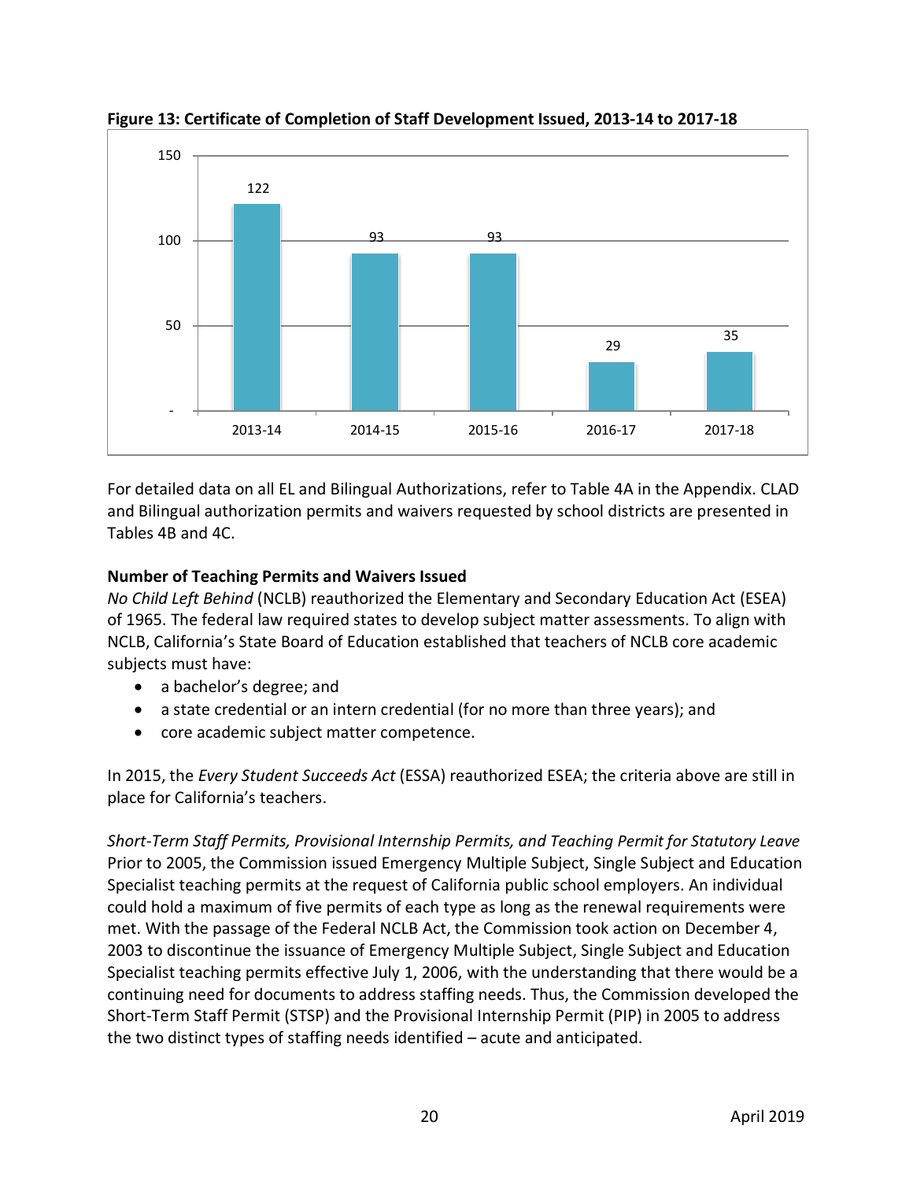**Figure 13: Certificate of Completion of Staff Development Issued, 2013-14 to 2017-18**

| Year | Certificates Issued |
|---|---|
| 2013-14 | 122 |
| 2014-15 | 93 |
| 2015-16 | 93 |
| 2016-17 | 29 |
| 2017-18 | 35 |

For detailed data on all EL and Bilingual Authorizations, refer to Table 4A in the Appendix. CLAD and Bilingual authorization permits and waivers requested by school districts are presented in Tables 4B and 4C.

**Number of Teaching Permits and Waivers Issued**

*No Child Left Behind* (NCLB) reauthorized the Elementary and Secondary Education Act (ESEA) of 1965. The federal law required states to develop subject matter assessments. To align with NCLB, California's State Board of Education established that teachers of NCLB core academic subjects must have:

- a bachelor's degree; and
- a state credential or an intern credential (for no more than three years); and
- core academic subject matter competence.

In 2015, the *Every Student Succeeds Act* (ESSA) reauthorized ESEA; the criteria above are still in place for California's teachers.

*Short-Term Staff Permits, Provisional Internship Permits, and Teaching Permit for Statutory Leave*

Prior to 2005, the Commission issued Emergency Multiple Subject, Single Subject and Education Specialist teaching permits at the request of California public school employers. An individual could hold a maximum of five permits of each type as long as the renewal requirements were met. With the passage of the Federal NCLB Act, the Commission took action on December 4, 2003 to discontinue the issuance of Emergency Multiple Subject, Single Subject and Education Specialist teaching permits effective July 1, 2006, with the understanding that there would be a continuing need for documents to address staffing needs. Thus, the Commission developed the Short-Term Staff Permit (STSP) and the Provisional Internship Permit (PIP) in 2005 to address the two distinct types of staffing needs identified – acute and anticipated.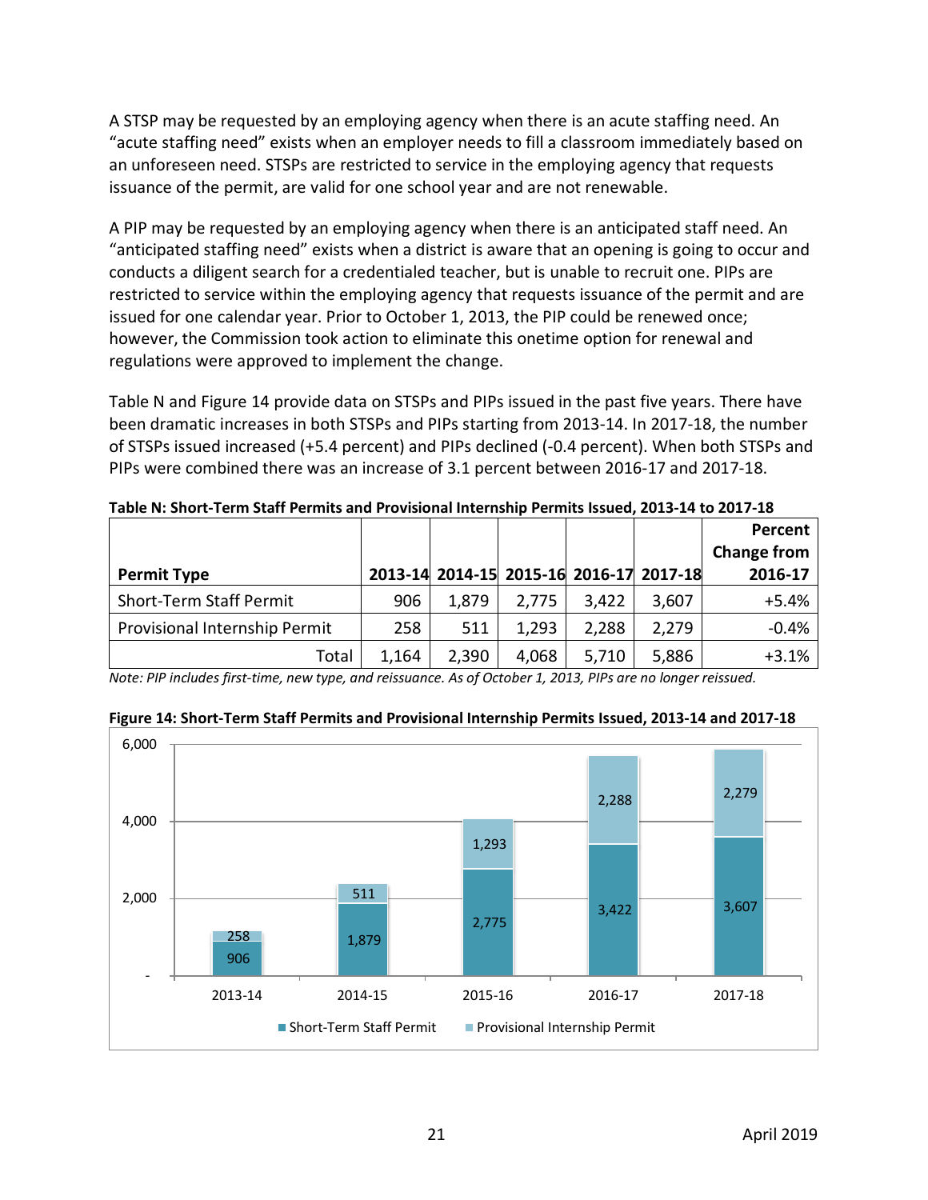A STSP may be requested by an employing agency when there is an acute staffing need. An "acute staffing need" exists when an employer needs to fill a classroom immediately based on an unforeseen need. STSPs are restricted to service in the employing agency that requests issuance of the permit, are valid for one school year and are not renewable.

A PIP may be requested by an employing agency when there is an anticipated staff need. An "anticipated staffing need" exists when a district is aware that an opening is going to occur and conducts a diligent search for a credentialed teacher, but is unable to recruit one. PIPs are restricted to service within the employing agency that requests issuance of the permit and are issued for one calendar year. Prior to October 1, 2013, the PIP could be renewed once; however, the Commission took action to eliminate this onetime option for renewal and regulations were approved to implement the change.

Table N and Figure 14 provide data on STSPs and PIPs issued in the past five years. There have been dramatic increases in both STSPs and PIPs starting from 2013-14. In 2017-18, the number of STSPs issued increased (+5.4 percent) and PIPs declined (-0.4 percent). When both STSPs and PIPs were combined there was an increase of 3.1 percent between 2016-17 and 2017-18.

**Table N: Short-Term Staff Permits and Provisional Internship Permits Issued, 2013-14 to 2017-18**

| Permit Type | 2013-14 | 2014-15 | 2015-16 | 2016-17 | 2017-18 | Percent Change from 2016-17 |
|---|---|---|---|---|---|---|
| Short-Term Staff Permit | 906 | 1,879 | 2,775 | 3,422 | 3,607 | +5.4% |
| Provisional Internship Permit | 258 | 511 | 1,293 | 2,288 | 2,279 | -0.4% |
| Total | 1,164 | 2,390 | 4,068 | 5,710 | 5,886 | +3.1% |

*Note: PIP includes first-time, new type, and reissuance. As of October 1, 2013, PIPs are no longer reissued.*

**Figure 14: Short-Term Staff Permits and Provisional Internship Permits Issued, 2013-14 and 2017-18**

| Year | Short-Term Staff Permit | Provisional Internship Permit |
|---|---|---|
| 2013-14 | 906 | 258 |
| 2014-15 | 1,879 | 511 |
| 2015-16 | 2,775 | 1,293 |
| 2016-17 | 3,422 | 2,288 |
| 2017-18 | 3,607 | 2,279 |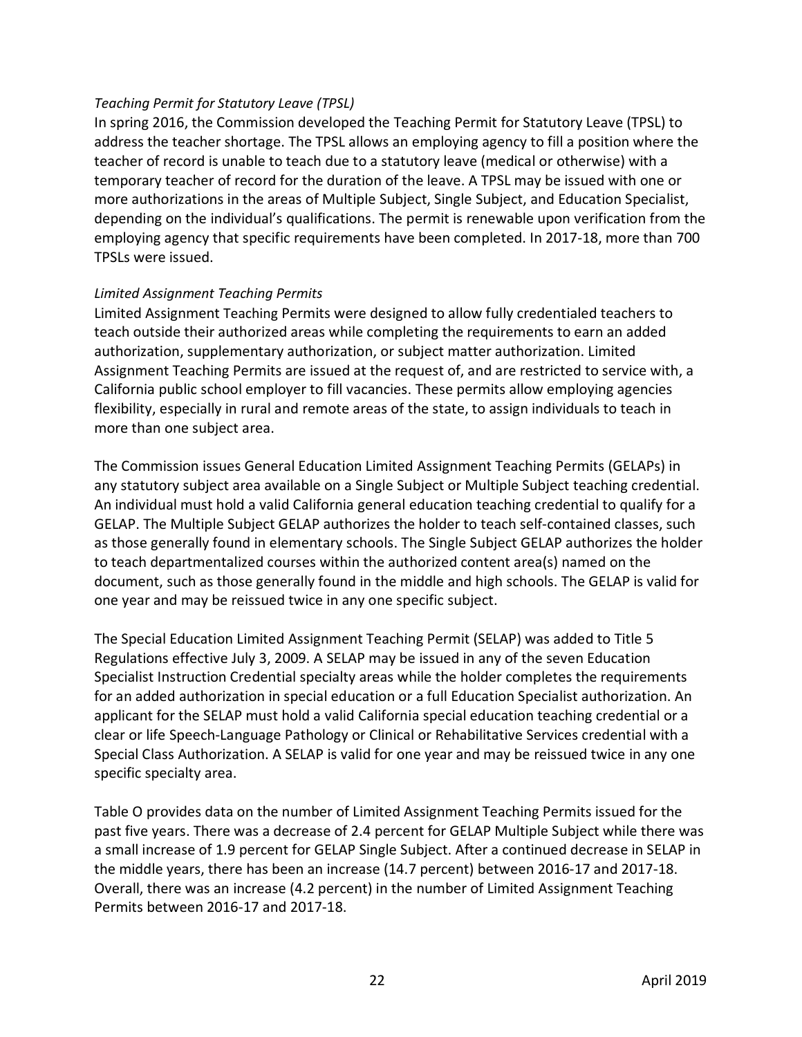*Teaching Permit for Statutory Leave (TPSL)*

In spring 2016, the Commission developed the Teaching Permit for Statutory Leave (TPSL) to address the teacher shortage. The TPSL allows an employing agency to fill a position where the teacher of record is unable to teach due to a statutory leave (medical or otherwise) with a temporary teacher of record for the duration of the leave. A TPSL may be issued with one or more authorizations in the areas of Multiple Subject, Single Subject, and Education Specialist, depending on the individual's qualifications. The permit is renewable upon verification from the employing agency that specific requirements have been completed. In 2017-18, more than 700 TPSLs were issued.

*Limited Assignment Teaching Permits*

Limited Assignment Teaching Permits were designed to allow fully credentialed teachers to teach outside their authorized areas while completing the requirements to earn an added authorization, supplementary authorization, or subject matter authorization. Limited Assignment Teaching Permits are issued at the request of, and are restricted to service with, a California public school employer to fill vacancies. These permits allow employing agencies flexibility, especially in rural and remote areas of the state, to assign individuals to teach in more than one subject area.

The Commission issues General Education Limited Assignment Teaching Permits (GELAPs) in any statutory subject area available on a Single Subject or Multiple Subject teaching credential. An individual must hold a valid California general education teaching credential to qualify for a GELAP. The Multiple Subject GELAP authorizes the holder to teach self-contained classes, such as those generally found in elementary schools. The Single Subject GELAP authorizes the holder to teach departmentalized courses within the authorized content area(s) named on the document, such as those generally found in the middle and high schools. The GELAP is valid for one year and may be reissued twice in any one specific subject.

The Special Education Limited Assignment Teaching Permit (SELAP) was added to Title 5 Regulations effective July 3, 2009. A SELAP may be issued in any of the seven Education Specialist Instruction Credential specialty areas while the holder completes the requirements for an added authorization in special education or a full Education Specialist authorization. An applicant for the SELAP must hold a valid California special education teaching credential or a clear or life Speech-Language Pathology or Clinical or Rehabilitative Services credential with a Special Class Authorization. A SELAP is valid for one year and may be reissued twice in any one specific specialty area.

Table O provides data on the number of Limited Assignment Teaching Permits issued for the past five years. There was a decrease of 2.4 percent for GELAP Multiple Subject while there was a small increase of 1.9 percent for GELAP Single Subject. After a continued decrease in SELAP in the middle years, there has been an increase (14.7 percent) between 2016-17 and 2017-18. Overall, there was an increase (4.2 percent) in the number of Limited Assignment Teaching Permits between 2016-17 and 2017-18.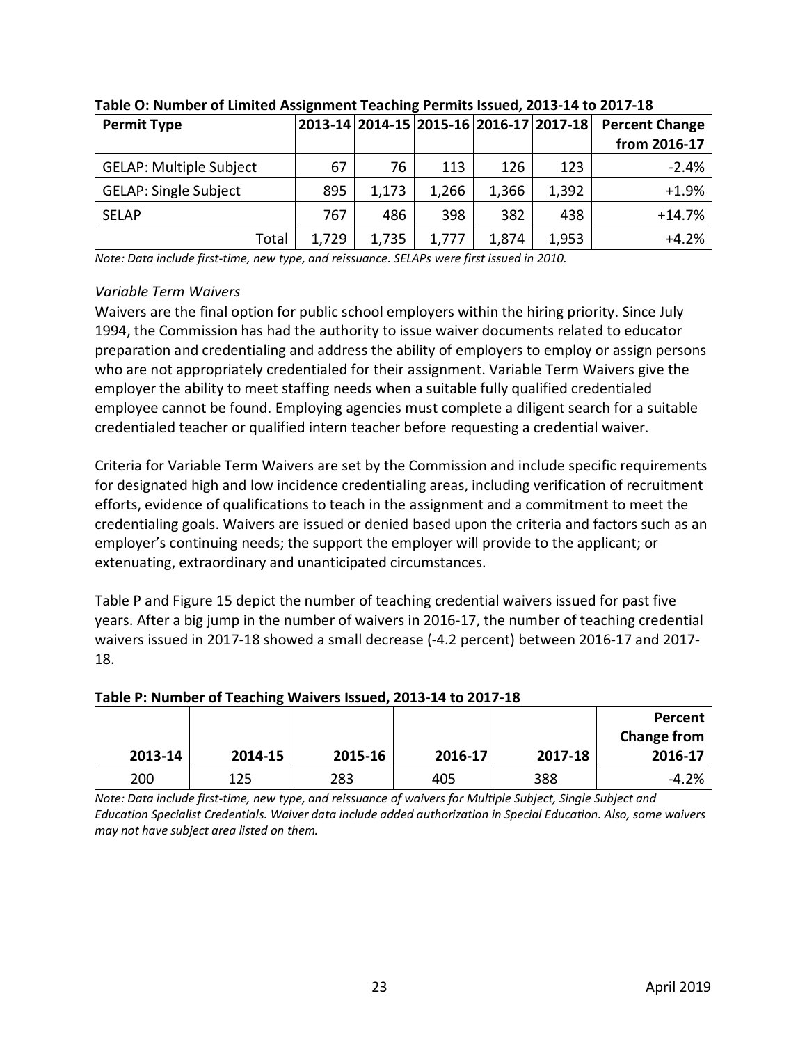**Table O: Number of Limited Assignment Teaching Permits Issued, 2013-14 to 2017-18**

| Permit Type | 2013-14 | 2014-15 | 2015-16 | 2016-17 | 2017-18 | Percent Change from 2016-17 |
|---|---|---|---|---|---|---|
| GELAP: Multiple Subject | 67 | 76 | 113 | 126 | 123 | -2.4% |
| GELAP: Single Subject | 895 | 1,173 | 1,266 | 1,366 | 1,392 | +1.9% |
| SELAP | 767 | 486 | 398 | 382 | 438 | +14.7% |
| Total | 1,729 | 1,735 | 1,777 | 1,874 | 1,953 | +4.2% |

*Note: Data include first-time, new type, and reissuance. SELAPs were first issued in 2010.*

### *Variable Term Waivers*

Waivers are the final option for public school employers within the hiring priority. Since July 1994, the Commission has had the authority to issue waiver documents related to educator preparation and credentialing and address the ability of employers to employ or assign persons who are not appropriately credentialed for their assignment. Variable Term Waivers give the employer the ability to meet staffing needs when a suitable fully qualified credentialed employee cannot be found. Employing agencies must complete a diligent search for a suitable credentialed teacher or qualified intern teacher before requesting a credential waiver.

Criteria for Variable Term Waivers are set by the Commission and include specific requirements for designated high and low incidence credentialing areas, including verification of recruitment efforts, evidence of qualifications to teach in the assignment and a commitment to meet the credentialing goals. Waivers are issued or denied based upon the criteria and factors such as an employer's continuing needs; the support the employer will provide to the applicant; or extenuating, extraordinary and unanticipated circumstances.

Table P and Figure 15 depict the number of teaching credential waivers issued for past five years. After a big jump in the number of waivers in 2016-17, the number of teaching credential waivers issued in 2017-18 showed a small decrease (-4.2 percent) between 2016-17 and 2017-18.

**Table P: Number of Teaching Waivers Issued, 2013-14 to 2017-18**

| 2013-14 | 2014-15 | 2015-16 | 2016-17 | 2017-18 | Percent Change from 2016-17 |
|---|---|---|---|---|---|
| 200 | 125 | 283 | 405 | 388 | -4.2% |

*Note: Data include first-time, new type, and reissuance of waivers for Multiple Subject, Single Subject and Education Specialist Credentials. Waiver data include added authorization in Special Education. Also, some waivers may not have subject area listed on them.*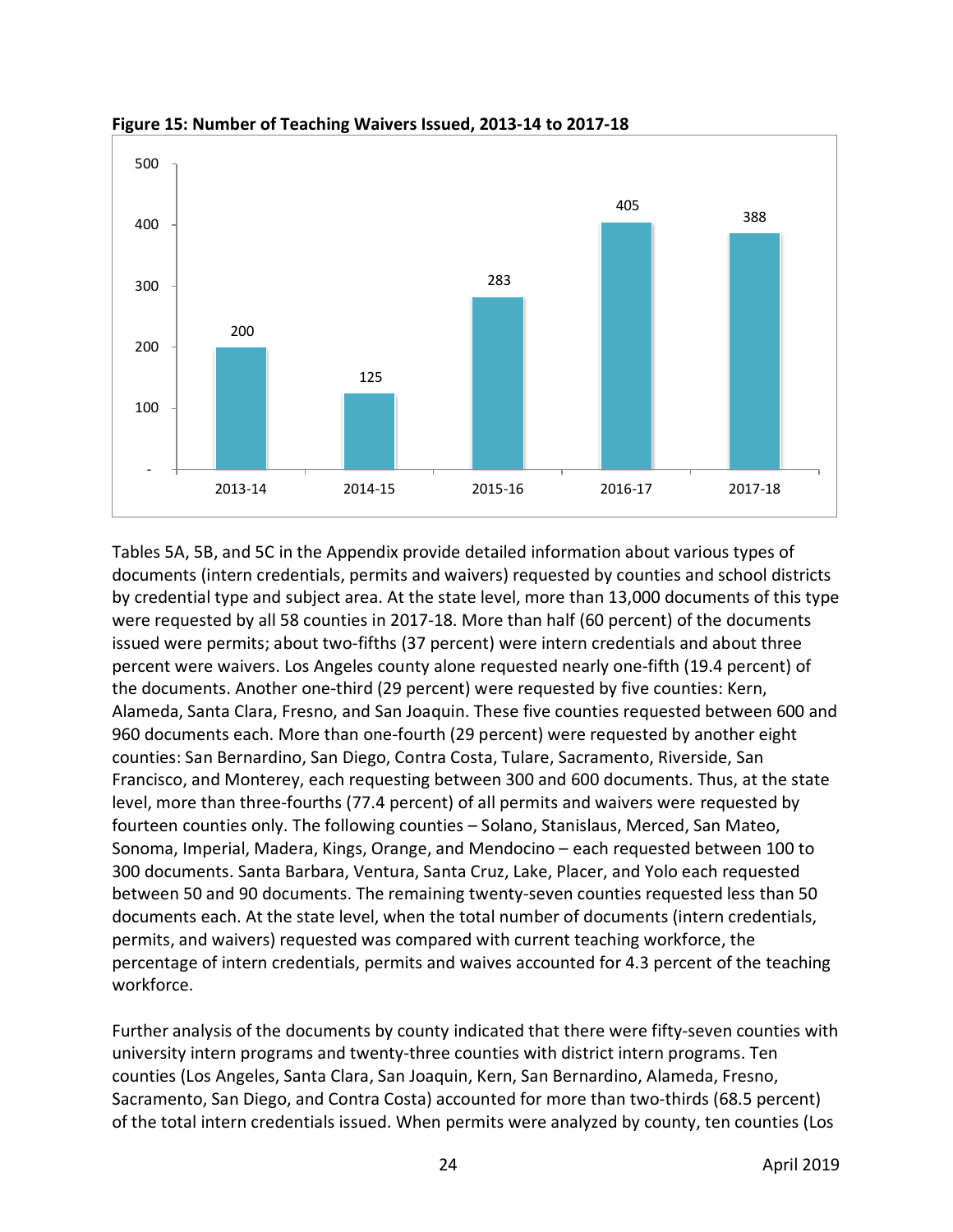**Figure 15: Number of Teaching Waivers Issued, 2013-14 to 2017-18**

| Year | Number of Teaching Waivers |
|---|---|
| 2013-14 | 200 |
| 2014-15 | 125 |
| 2015-16 | 283 |
| 2016-17 | 405 |
| 2017-18 | 388 |

Tables 5A, 5B, and 5C in the Appendix provide detailed information about various types of documents (intern credentials, permits and waivers) requested by counties and school districts by credential type and subject area. At the state level, more than 13,000 documents of this type were requested by all 58 counties in 2017-18. More than half (60 percent) of the documents issued were permits; about two-fifths (37 percent) were intern credentials and about three percent were waivers. Los Angeles county alone requested nearly one-fifth (19.4 percent) of the documents. Another one-third (29 percent) were requested by five counties: Kern, Alameda, Santa Clara, Fresno, and San Joaquin. These five counties requested between 600 and 960 documents each. More than one-fourth (29 percent) were requested by another eight counties: San Bernardino, San Diego, Contra Costa, Tulare, Sacramento, Riverside, San Francisco, and Monterey, each requesting between 300 and 600 documents. Thus, at the state level, more than three-fourths (77.4 percent) of all permits and waivers were requested by fourteen counties only. The following counties – Solano, Stanislaus, Merced, San Mateo, Sonoma, Imperial, Madera, Kings, Orange, and Mendocino – each requested between 100 to 300 documents. Santa Barbara, Ventura, Santa Cruz, Lake, Placer, and Yolo each requested between 50 and 90 documents. The remaining twenty-seven counties requested less than 50 documents each. At the state level, when the total number of documents (intern credentials, permits, and waivers) requested was compared with current teaching workforce, the percentage of intern credentials, permits and waives accounted for 4.3 percent of the teaching workforce.

Further analysis of the documents by county indicated that there were fifty-seven counties with university intern programs and twenty-three counties with district intern programs. Ten counties (Los Angeles, Santa Clara, San Joaquin, Kern, San Bernardino, Alameda, Fresno, Sacramento, San Diego, and Contra Costa) accounted for more than two-thirds (68.5 percent) of the total intern credentials issued. When permits were analyzed by county, ten counties (Los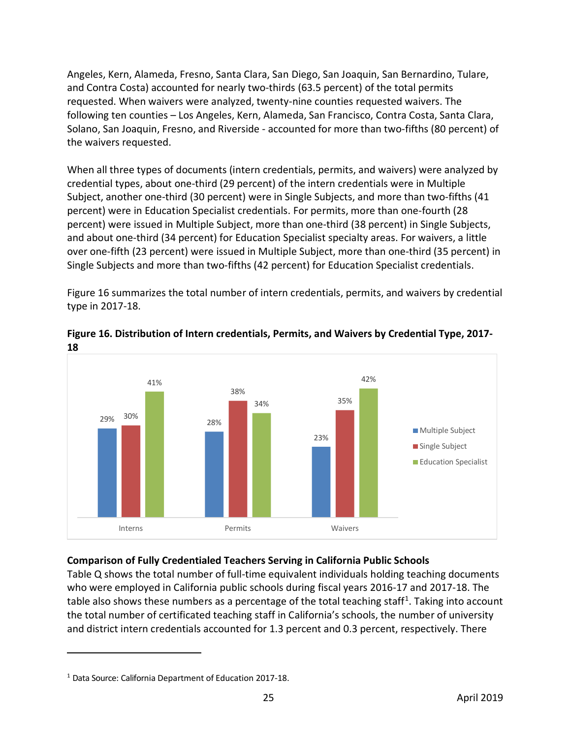Angeles, Kern, Alameda, Fresno, Santa Clara, San Diego, San Joaquin, San Bernardino, Tulare, and Contra Costa) accounted for nearly two-thirds (63.5 percent) of the total permits requested. When waivers were analyzed, twenty-nine counties requested waivers. The following ten counties – Los Angeles, Kern, Alameda, San Francisco, Contra Costa, Santa Clara, Solano, San Joaquin, Fresno, and Riverside - accounted for more than two-fifths (80 percent) of the waivers requested.

When all three types of documents (intern credentials, permits, and waivers) were analyzed by credential types, about one-third (29 percent) of the intern credentials were in Multiple Subject, another one-third (30 percent) were in Single Subjects, and more than two-fifths (41 percent) were in Education Specialist credentials. For permits, more than one-fourth (28 percent) were issued in Multiple Subject, more than one-third (38 percent) in Single Subjects, and about one-third (34 percent) for Education Specialist specialty areas. For waivers, a little over one-fifth (23 percent) were issued in Multiple Subject, more than one-third (35 percent) in Single Subjects and more than two-fifths (42 percent) for Education Specialist credentials.

Figure 16 summarizes the total number of intern credentials, permits, and waivers by credential type in 2017-18.

**Figure 16. Distribution of Intern credentials, Permits, and Waivers by Credential Type, 2017-18**

| | Multiple Subject | Single Subject | Education Specialist |
|---|---|---|---|
| Interns | 29% | 30% | 41% |
| Permits | 28% | 38% | 34% |
| Waivers | 23% | 35% | 42% |

**Comparison of Fully Credentialed Teachers Serving in California Public Schools**

Table Q shows the total number of full-time equivalent individuals holding teaching documents who were employed in California public schools during fiscal years 2016-17 and 2017-18. The table also shows these numbers as a percentage of the total teaching staff[1]. Taking into account the total number of certificated teaching staff in California's schools, the number of university and district intern credentials accounted for 1.3 percent and 0.3 percent, respectively. There

[1] Data Source: California Department of Education 2017-18.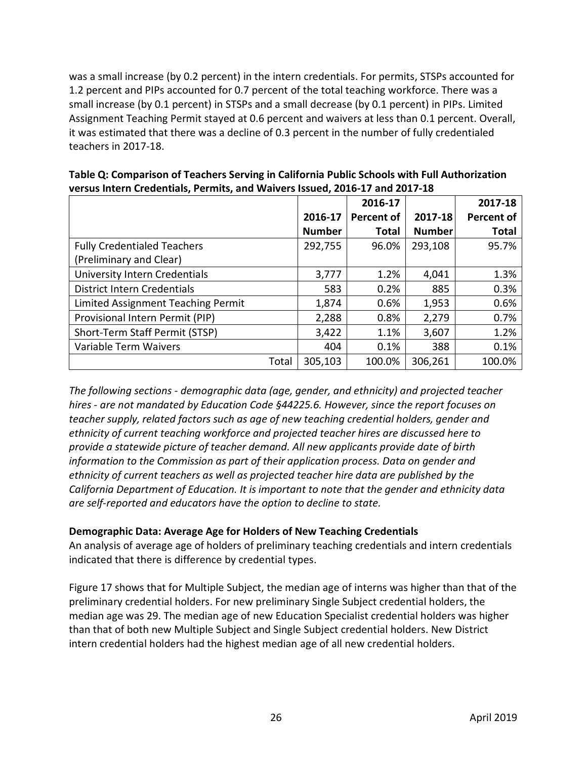was a small increase (by 0.2 percent) in the intern credentials. For permits, STSPs accounted for 1.2 percent and PIPs accounted for 0.7 percent of the total teaching workforce. There was a small increase (by 0.1 percent) in STSPs and a small decrease (by 0.1 percent) in PIPs. Limited Assignment Teaching Permit stayed at 0.6 percent and waivers at less than 0.1 percent. Overall, it was estimated that there was a decline of 0.3 percent in the number of fully credentialed teachers in 2017-18.

**Table Q: Comparison of Teachers Serving in California Public Schools with Full Authorization versus Intern Credentials, Permits, and Waivers Issued, 2016-17 and 2017-18**

| | 2016-17 Number | 2016-17 Percent of Total | 2017-18 Number | 2017-18 Percent of Total |
|---|---|---|---|---|
| Fully Credentialed Teachers (Preliminary and Clear) | 292,755 | 96.0% | 293,108 | 95.7% |
| University Intern Credentials | 3,777 | 1.2% | 4,041 | 1.3% |
| District Intern Credentials | 583 | 0.2% | 885 | 0.3% |
| Limited Assignment Teaching Permit | 1,874 | 0.6% | 1,953 | 0.6% |
| Provisional Intern Permit (PIP) | 2,288 | 0.8% | 2,279 | 0.7% |
| Short-Term Staff Permit (STSP) | 3,422 | 1.1% | 3,607 | 1.2% |
| Variable Term Waivers | 404 | 0.1% | 388 | 0.1% |
| Total | 305,103 | 100.0% | 306,261 | 100.0% |

*The following sections - demographic data (age, gender, and ethnicity) and projected teacher hires - are not mandated by Education Code §44225.6. However, since the report focuses on teacher supply, related factors such as age of new teaching credential holders, gender and ethnicity of current teaching workforce and projected teacher hires are discussed here to provide a statewide picture of teacher demand. All new applicants provide date of birth information to the Commission as part of their application process. Data on gender and ethnicity of current teachers as well as projected teacher hire data are published by the California Department of Education. It is important to note that the gender and ethnicity data are self-reported and educators have the option to decline to state.*

**Demographic Data: Average Age for Holders of New Teaching Credentials**

An analysis of average age of holders of preliminary teaching credentials and intern credentials indicated that there is difference by credential types.

Figure 17 shows that for Multiple Subject, the median age of interns was higher than that of the preliminary credential holders. For new preliminary Single Subject credential holders, the median age was 29. The median age of new Education Specialist credential holders was higher than that of both new Multiple Subject and Single Subject credential holders. New District intern credential holders had the highest median age of all new credential holders.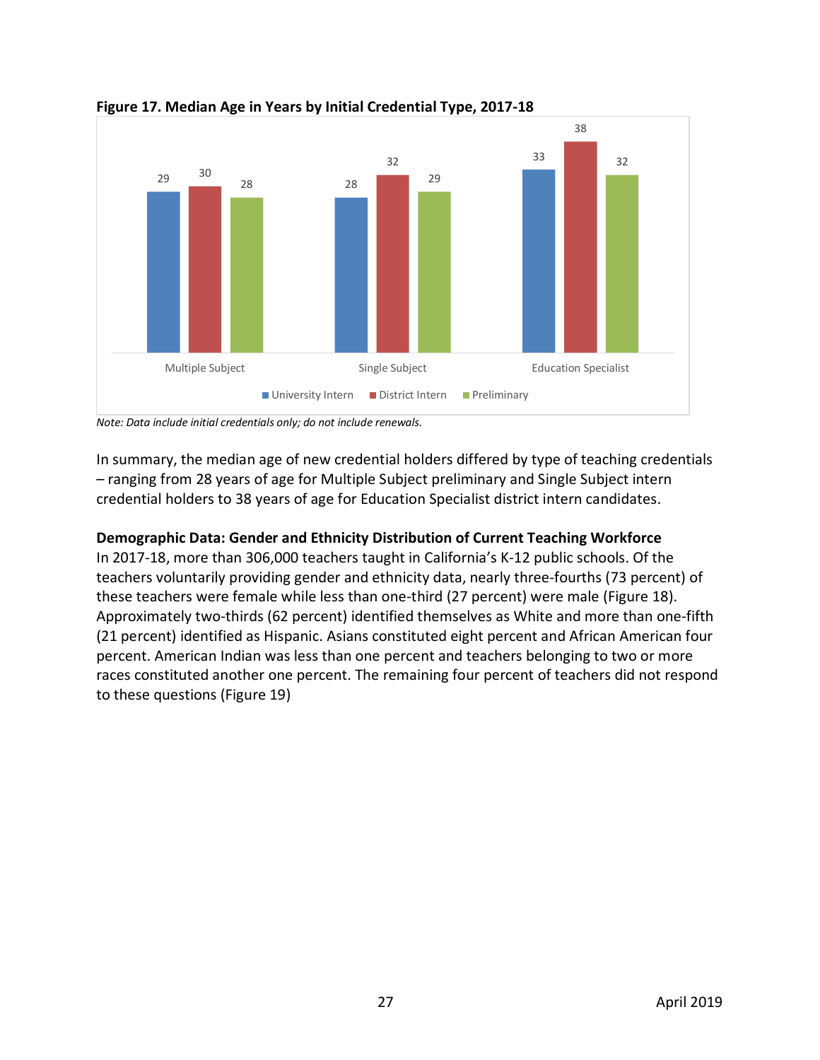**Figure 17. Median Age in Years by Initial Credential Type, 2017-18**

| | University Intern | District Intern | Preliminary |
|---|---|---|---|
| Multiple Subject | 29 | 30 | 28 |
| Single Subject | 28 | 32 | 29 |
| Education Specialist | 33 | 38 | 32 |

*Note: Data include initial credentials only; do not include renewals.*

In summary, the median age of new credential holders differed by type of teaching credentials – ranging from 28 years of age for Multiple Subject preliminary and Single Subject intern credential holders to 38 years of age for Education Specialist district intern candidates.

**Demographic Data: Gender and Ethnicity Distribution of Current Teaching Workforce**

In 2017-18, more than 306,000 teachers taught in California's K-12 public schools. Of the teachers voluntarily providing gender and ethnicity data, nearly three-fourths (73 percent) of these teachers were female while less than one-third (27 percent) were male (Figure 18). Approximately two-thirds (62 percent) identified themselves as White and more than one-fifth (21 percent) identified as Hispanic. Asians constituted eight percent and African American four percent. American Indian was less than one percent and teachers belonging to two or more races constituted another one percent. The remaining four percent of teachers did not respond to these questions (Figure 19)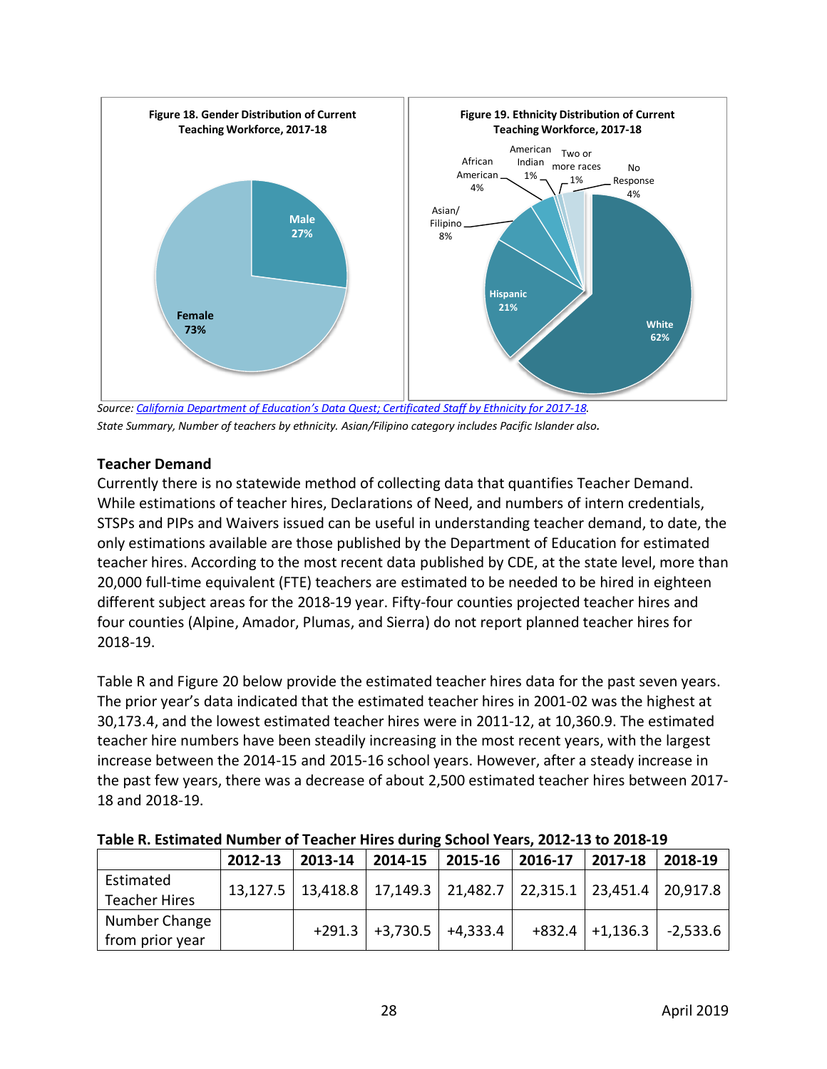**Figure 18. Gender Distribution of Current Teaching Workforce, 2017-18**

Male 27%
Female 73%

**Figure 19. Ethnicity Distribution of Current Teaching Workforce, 2017-18**

African American 4%
American Indian 1%
Two or more races 1%
No Response 4%
Asian/ Filipino 8%
Hispanic 21%
White 62%

*Source: [California Department of Education's Data Quest; Certificated Staff by Ethnicity for 2017-18](). State Summary, Number of teachers by ethnicity. Asian/Filipino category includes Pacific Islander also.*

### Teacher Demand

Currently there is no statewide method of collecting data that quantifies Teacher Demand. While estimations of teacher hires, Declarations of Need, and numbers of intern credentials, STSPs and PIPs and Waivers issued can be useful in understanding teacher demand, to date, the only estimations available are those published by the Department of Education for estimated teacher hires. According to the most recent data published by CDE, at the state level, more than 20,000 full-time equivalent (FTE) teachers are estimated to be needed to be hired in eighteen different subject areas for the 2018-19 year. Fifty-four counties projected teacher hires and four counties (Alpine, Amador, Plumas, and Sierra) do not report planned teacher hires for 2018-19.

Table R and Figure 20 below provide the estimated teacher hires data for the past seven years. The prior year's data indicated that the estimated teacher hires in 2001-02 was the highest at 30,173.4, and the lowest estimated teacher hires were in 2011-12, at 10,360.9. The estimated teacher hire numbers have been steadily increasing in the most recent years, with the largest increase between the 2014-15 and 2015-16 school years. However, after a steady increase in the past few years, there was a decrease of about 2,500 estimated teacher hires between 2017-18 and 2018-19.

**Table R. Estimated Number of Teacher Hires during School Years, 2012-13 to 2018-19**

| | 2012-13 | 2013-14 | 2014-15 | 2015-16 | 2016-17 | 2017-18 | 2018-19 |
|---|---|---|---|---|---|---|---|
| Estimated Teacher Hires | 13,127.5 | 13,418.8 | 17,149.3 | 21,482.7 | 22,315.1 | 23,451.4 | 20,917.8 |
| Number Change from prior year | | +291.3 | +3,730.5 | +4,333.4 | +832.4 | +1,136.3 | -2,533.6 |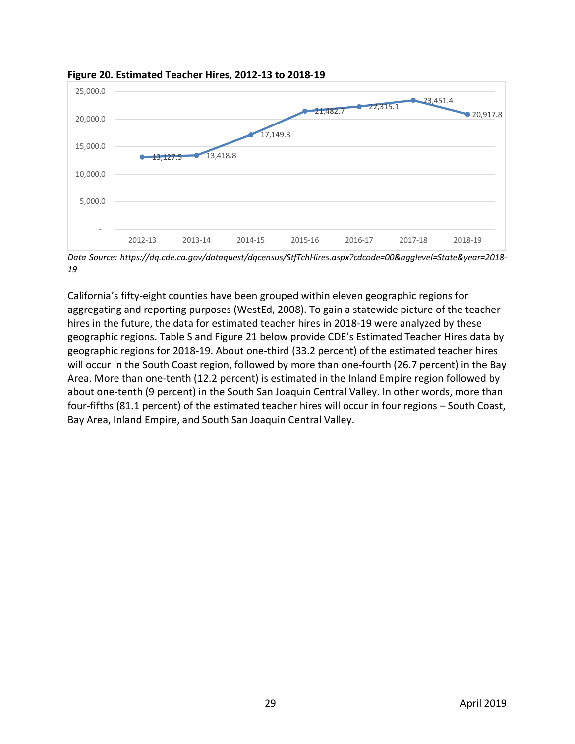**Figure 20. Estimated Teacher Hires, 2012-13 to 2018-19**

| Year | Estimated Teacher Hires |
|---|---|
| 2012-13 | 13,127.5 |
| 2013-14 | 13,418.8 |
| 2014-15 | 17,149.3 |
| 2015-16 | 21,482.7 |
| 2016-17 | 22,315.1 |
| 2017-18 | 23,451.4 |
| 2018-19 | 20,917.8 |

*Data Source: https://dq.cde.ca.gov/dataquest/dqcensus/StfTchHires.aspx?cdcode=00&agglevel=State&year=2018-19*

California's fifty-eight counties have been grouped within eleven geographic regions for aggregating and reporting purposes (WestEd, 2008). To gain a statewide picture of the teacher hires in the future, the data for estimated teacher hires in 2018-19 were analyzed by these geographic regions. Table S and Figure 21 below provide CDE's Estimated Teacher Hires data by geographic regions for 2018-19. About one-third (33.2 percent) of the estimated teacher hires will occur in the South Coast region, followed by more than one-fourth (26.7 percent) in the Bay Area. More than one-tenth (12.2 percent) is estimated in the Inland Empire region followed by about one-tenth (9 percent) in the South San Joaquin Central Valley. In other words, more than four-fifths (81.1 percent) of the estimated teacher hires will occur in four regions – South Coast, Bay Area, Inland Empire, and South San Joaquin Central Valley.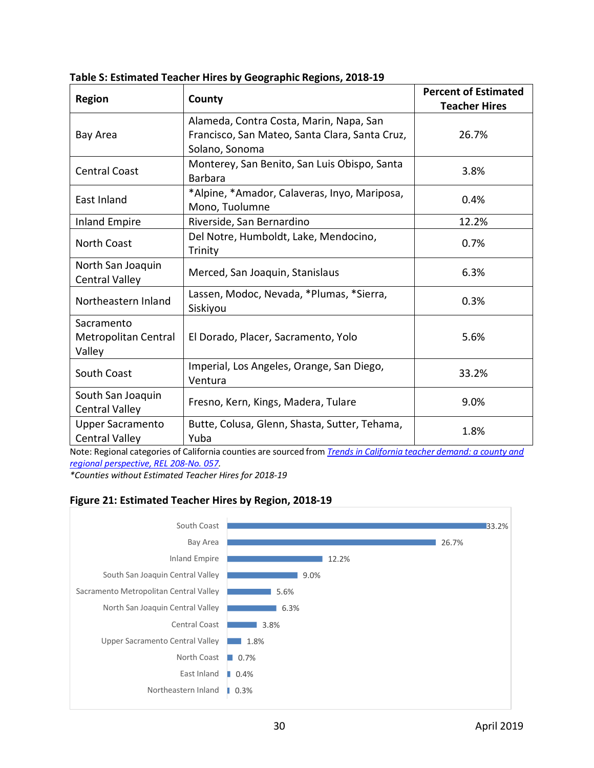**Table S: Estimated Teacher Hires by Geographic Regions, 2018-19**

| Region | County | Percent of Estimated Teacher Hires |
|---|---|---|
| Bay Area | Alameda, Contra Costa, Marin, Napa, San Francisco, San Mateo, Santa Clara, Santa Cruz, Solano, Sonoma | 26.7% |
| Central Coast | Monterey, San Benito, San Luis Obispo, Santa Barbara | 3.8% |
| East Inland | *Alpine, *Amador, Calaveras, Inyo, Mariposa, Mono, Tuolumne | 0.4% |
| Inland Empire | Riverside, San Bernardino | 12.2% |
| North Coast | Del Notre, Humboldt, Lake, Mendocino, Trinity | 0.7% |
| North San Joaquin Central Valley | Merced, San Joaquin, Stanislaus | 6.3% |
| Northeastern Inland | Lassen, Modoc, Nevada, *Plumas, *Sierra, Siskiyou | 0.3% |
| Sacramento Metropolitan Central Valley | El Dorado, Placer, Sacramento, Yolo | 5.6% |
| South Coast | Imperial, Los Angeles, Orange, San Diego, Ventura | 33.2% |
| South San Joaquin Central Valley | Fresno, Kern, Kings, Madera, Tulare | 9.0% |
| Upper Sacramento Central Valley | Butte, Colusa, Glenn, Shasta, Sutter, Tehama, Yuba | 1.8% |

Note: Regional categories of California counties are sourced from *Trends in California teacher demand: a county and regional perspective, REL 208-No. 057*.

*\*Counties without Estimated Teacher Hires for 2018-19*

**Figure 21: Estimated Teacher Hires by Region, 2018-19**

| Region | Percent |
|---|---|
| South Coast | 33.2% |
| Bay Area | 26.7% |
| Inland Empire | 12.2% |
| South San Joaquin Central Valley | 9.0% |
| Sacramento Metropolitan Central Valley | 5.6% |
| North San Joaquin Central Valley | 6.3% |
| Central Coast | 3.8% |
| Upper Sacramento Central Valley | 1.8% |
| North Coast | 0.7% |
| East Inland | 0.4% |
| Northeastern Inland | 0.3% |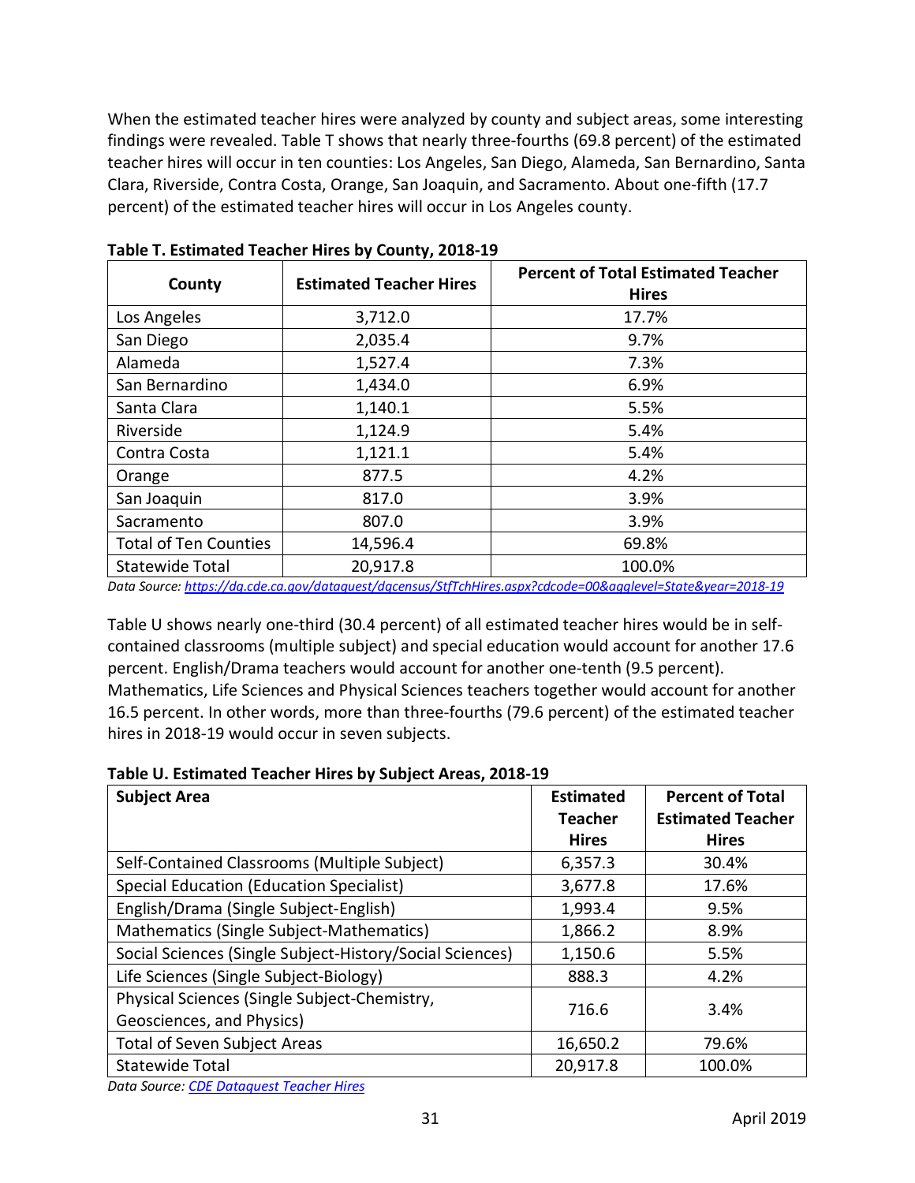When the estimated teacher hires were analyzed by county and subject areas, some interesting findings were revealed. Table T shows that nearly three-fourths (69.8 percent) of the estimated teacher hires will occur in ten counties: Los Angeles, San Diego, Alameda, San Bernardino, Santa Clara, Riverside, Contra Costa, Orange, San Joaquin, and Sacramento. About one-fifth (17.7 percent) of the estimated teacher hires will occur in Los Angeles county.

**Table T. Estimated Teacher Hires by County, 2018-19**

| County | Estimated Teacher Hires | Percent of Total Estimated Teacher Hires |
|---|---|---|
| Los Angeles | 3,712.0 | 17.7% |
| San Diego | 2,035.4 | 9.7% |
| Alameda | 1,527.4 | 7.3% |
| San Bernardino | 1,434.0 | 6.9% |
| Santa Clara | 1,140.1 | 5.5% |
| Riverside | 1,124.9 | 5.4% |
| Contra Costa | 1,121.1 | 5.4% |
| Orange | 877.5 | 4.2% |
| San Joaquin | 817.0 | 3.9% |
| Sacramento | 807.0 | 3.9% |
| Total of Ten Counties | 14,596.4 | 69.8% |
| Statewide Total | 20,917.8 | 100.0% |

*Data Source: https://dq.cde.ca.gov/dataquest/dqcensus/StfTchHires.aspx?cdcode=00&agglevel=State&year=2018-19*

Table U shows nearly one-third (30.4 percent) of all estimated teacher hires would be in self-contained classrooms (multiple subject) and special education would account for another 17.6 percent. English/Drama teachers would account for another one-tenth (9.5 percent). Mathematics, Life Sciences and Physical Sciences teachers together would account for another 16.5 percent. In other words, more than three-fourths (79.6 percent) of the estimated teacher hires in 2018-19 would occur in seven subjects.

**Table U. Estimated Teacher Hires by Subject Areas, 2018-19**

| Subject Area | Estimated Teacher Hires | Percent of Total Estimated Teacher Hires |
|---|---|---|
| Self-Contained Classrooms (Multiple Subject) | 6,357.3 | 30.4% |
| Special Education (Education Specialist) | 3,677.8 | 17.6% |
| English/Drama (Single Subject-English) | 1,993.4 | 9.5% |
| Mathematics (Single Subject-Mathematics) | 1,866.2 | 8.9% |
| Social Sciences (Single Subject-History/Social Sciences) | 1,150.6 | 5.5% |
| Life Sciences (Single Subject-Biology) | 888.3 | 4.2% |
| Physical Sciences (Single Subject-Chemistry, Geosciences, and Physics) | 716.6 | 3.4% |
| Total of Seven Subject Areas | 16,650.2 | 79.6% |
| Statewide Total | 20,917.8 | 100.0% |

*Data Source: CDE Dataquest Teacher Hires*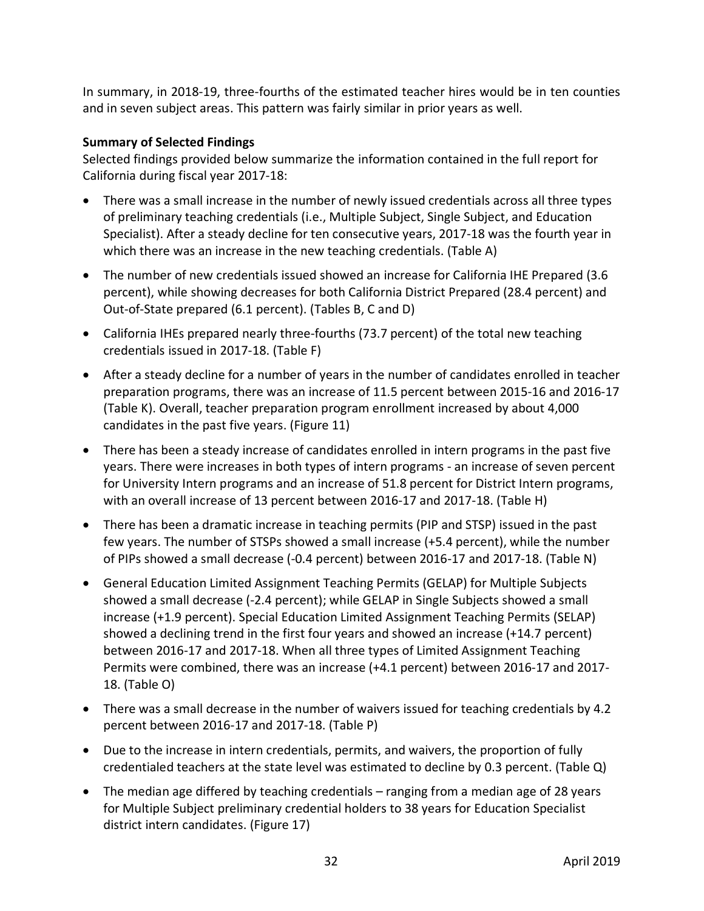In summary, in 2018-19, three-fourths of the estimated teacher hires would be in ten counties and in seven subject areas. This pattern was fairly similar in prior years as well.

**Summary of Selected Findings**

Selected findings provided below summarize the information contained in the full report for California during fiscal year 2017-18:

- There was a small increase in the number of newly issued credentials across all three types of preliminary teaching credentials (i.e., Multiple Subject, Single Subject, and Education Specialist). After a steady decline for ten consecutive years, 2017-18 was the fourth year in which there was an increase in the new teaching credentials. (Table A)
- The number of new credentials issued showed an increase for California IHE Prepared (3.6 percent), while showing decreases for both California District Prepared (28.4 percent) and Out-of-State prepared (6.1 percent). (Tables B, C and D)
- California IHEs prepared nearly three-fourths (73.7 percent) of the total new teaching credentials issued in 2017-18. (Table F)
- After a steady decline for a number of years in the number of candidates enrolled in teacher preparation programs, there was an increase of 11.5 percent between 2015-16 and 2016-17 (Table K). Overall, teacher preparation program enrollment increased by about 4,000 candidates in the past five years. (Figure 11)
- There has been a steady increase of candidates enrolled in intern programs in the past five years. There were increases in both types of intern programs - an increase of seven percent for University Intern programs and an increase of 51.8 percent for District Intern programs, with an overall increase of 13 percent between 2016-17 and 2017-18. (Table H)
- There has been a dramatic increase in teaching permits (PIP and STSP) issued in the past few years. The number of STSPs showed a small increase (+5.4 percent), while the number of PIPs showed a small decrease (-0.4 percent) between 2016-17 and 2017-18. (Table N)
- General Education Limited Assignment Teaching Permits (GELAP) for Multiple Subjects showed a small decrease (-2.4 percent); while GELAP in Single Subjects showed a small increase (+1.9 percent). Special Education Limited Assignment Teaching Permits (SELAP) showed a declining trend in the first four years and showed an increase (+14.7 percent) between 2016-17 and 2017-18. When all three types of Limited Assignment Teaching Permits were combined, there was an increase (+4.1 percent) between 2016-17 and 2017-18. (Table O)
- There was a small decrease in the number of waivers issued for teaching credentials by 4.2 percent between 2016-17 and 2017-18. (Table P)
- Due to the increase in intern credentials, permits, and waivers, the proportion of fully credentialed teachers at the state level was estimated to decline by 0.3 percent. (Table Q)
- The median age differed by teaching credentials – ranging from a median age of 28 years for Multiple Subject preliminary credential holders to 38 years for Education Specialist district intern candidates. (Figure 17)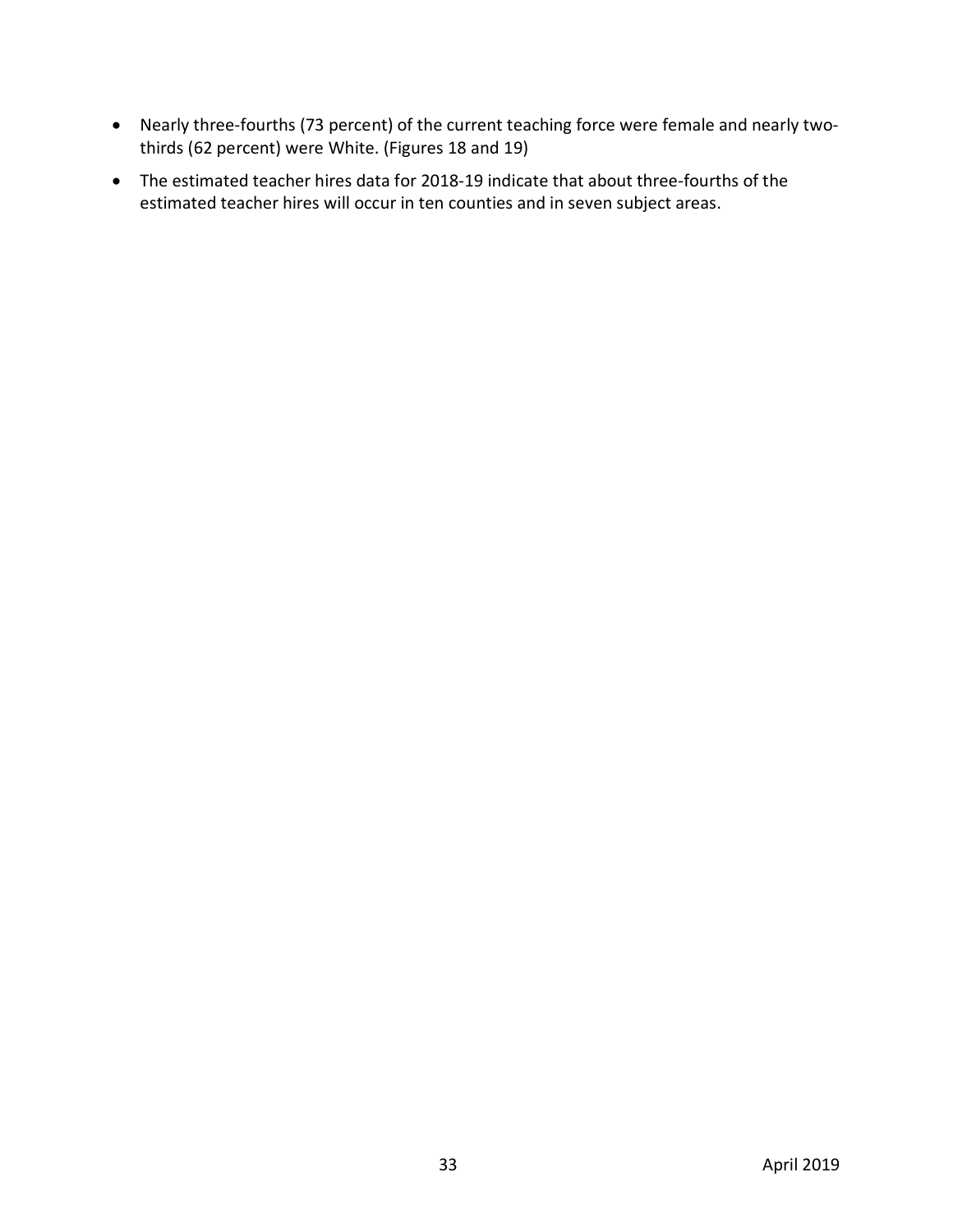- Nearly three-fourths (73 percent) of the current teaching force were female and nearly two-thirds (62 percent) were White. (Figures 18 and 19)
- The estimated teacher hires data for 2018-19 indicate that about three-fourths of the estimated teacher hires will occur in ten counties and in seven subject areas.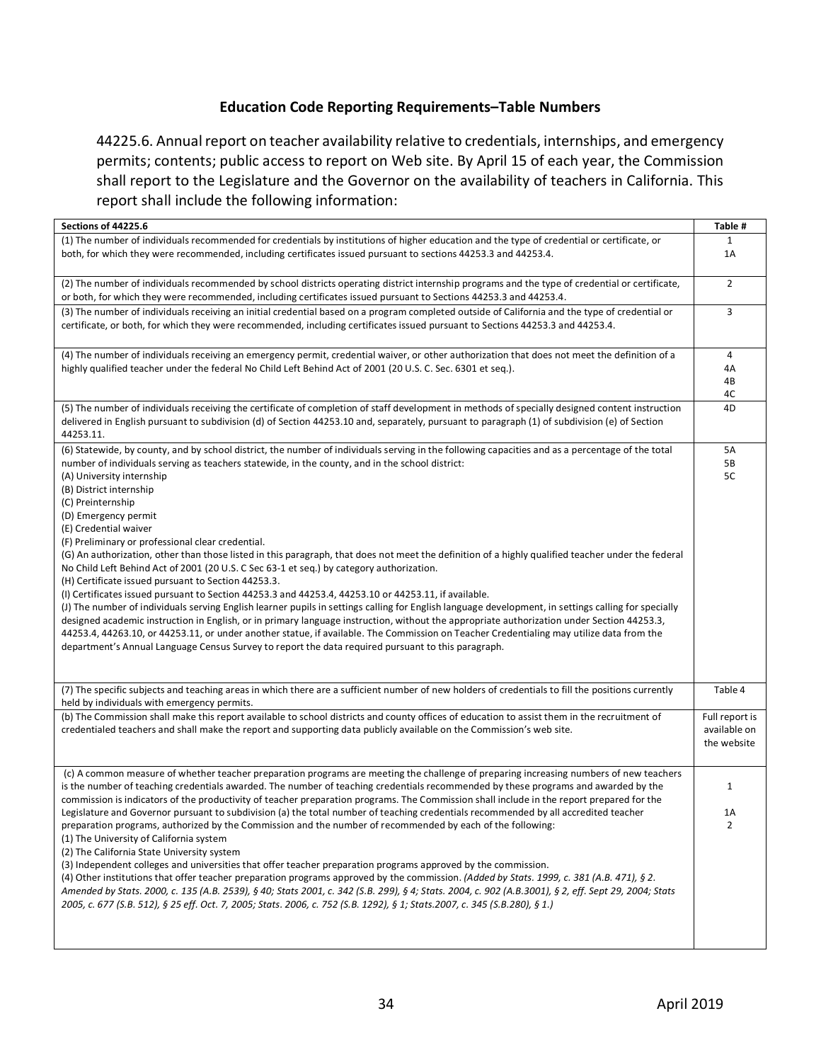**Education Code Reporting Requirements–Table Numbers**

44225.6. Annual report on teacher availability relative to credentials, internships, and emergency permits; contents; public access to report on Web site. By April 15 of each year, the Commission shall report to the Legislature and the Governor on the availability of teachers in California. This report shall include the following information:

| Sections of 44225.6 | Table # |
|---|---|
| (1) The number of individuals recommended for credentials by institutions of higher education and the type of credential or certificate, or both, for which they were recommended, including certificates issued pursuant to sections 44253.3 and 44253.4. | 1<br>1A |
| (2) The number of individuals recommended by school districts operating district internship programs and the type of credential or certificate, or both, for which they were recommended, including certificates issued pursuant to Sections 44253.3 and 44253.4. | 2 |
| (3) The number of individuals receiving an initial credential based on a program completed outside of California and the type of credential or certificate, or both, for which they were recommended, including certificates issued pursuant to Sections 44253.3 and 44253.4. | 3 |
| (4) The number of individuals receiving an emergency permit, credential waiver, or other authorization that does not meet the definition of a highly qualified teacher under the federal No Child Left Behind Act of 2001 (20 U.S. C. Sec. 6301 et seq.). | 4<br>4A<br>4B<br>4C |
| (5) The number of individuals receiving the certificate of completion of staff development in methods of specially designed content instruction delivered in English pursuant to subdivision (d) of Section 44253.10 and, separately, pursuant to paragraph (1) of subdivision (e) of Section 44253.11. | 4D |
| (6) Statewide, by county, and by school district, the number of individuals serving in the following capacities and as a percentage of the total number of individuals serving as teachers statewide, in the county, and in the school district:<br>(A) University internship<br>(B) District internship<br>(C) Preinternship<br>(D) Emergency permit<br>(E) Credential waiver<br>(F) Preliminary or professional clear credential.<br>(G) An authorization, other than those listed in this paragraph, that does not meet the definition of a highly qualified teacher under the federal No Child Left Behind Act of 2001 (20 U.S. C Sec 63-1 et seq.) by category authorization.<br>(H) Certificate issued pursuant to Section 44253.3.<br>(I) Certificates issued pursuant to Section 44253.3 and 44253.4, 44253.10 or 44253.11, if available.<br>(J) The number of individuals serving English learner pupils in settings calling for English language development, in settings calling for specially designed academic instruction in English, or in primary language instruction, without the appropriate authorization under Section 44253.3, 44253.4, 44263.10, or 44253.11, or under another statue, if available. The Commission on Teacher Credentialing may utilize data from the department's Annual Language Census Survey to report the data required pursuant to this paragraph. | 5A<br>5B<br>5C |
| (7) The specific subjects and teaching areas in which there are a sufficient number of new holders of credentials to fill the positions currently held by individuals with emergency permits. | Table 4 |
| (b) The Commission shall make this report available to school districts and county offices of education to assist them in the recruitment of credentialed teachers and shall make the report and supporting data publicly available on the Commission's web site. | Full report is available on the website |
| (c) A common measure of whether teacher preparation programs are meeting the challenge of preparing increasing numbers of new teachers is the number of teaching credentials awarded. The number of teaching credentials recommended by these programs and awarded by the commission is indicators of the productivity of teacher preparation programs. The Commission shall include in the report prepared for the Legislature and Governor pursuant to subdivision (a) the total number of teaching credentials recommended by all accredited teacher preparation programs, authorized by the Commission and the number of recommended by each of the following:<br>(1) The University of California system<br>(2) The California State University system<br>(3) Independent colleges and universities that offer teacher preparation programs approved by the commission.<br>(4) Other institutions that offer teacher preparation programs approved by the commission. *(Added by Stats. 1999, c. 381 (A.B. 471), § 2. Amended by Stats. 2000, c. 135 (A.B. 2539), § 40; Stats 2001, c. 342 (S.B. 299), § 4; Stats. 2004, c. 902 (A.B.3001), § 2, eff. Sept 29, 2004; Stats 2005, c. 677 (S.B. 512), § 25 eff. Oct. 7, 2005; Stats. 2006, c. 752 (S.B. 1292), § 1; Stats.2007, c. 345 (S.B.280), § 1.)* | 1<br>1A<br>2 |